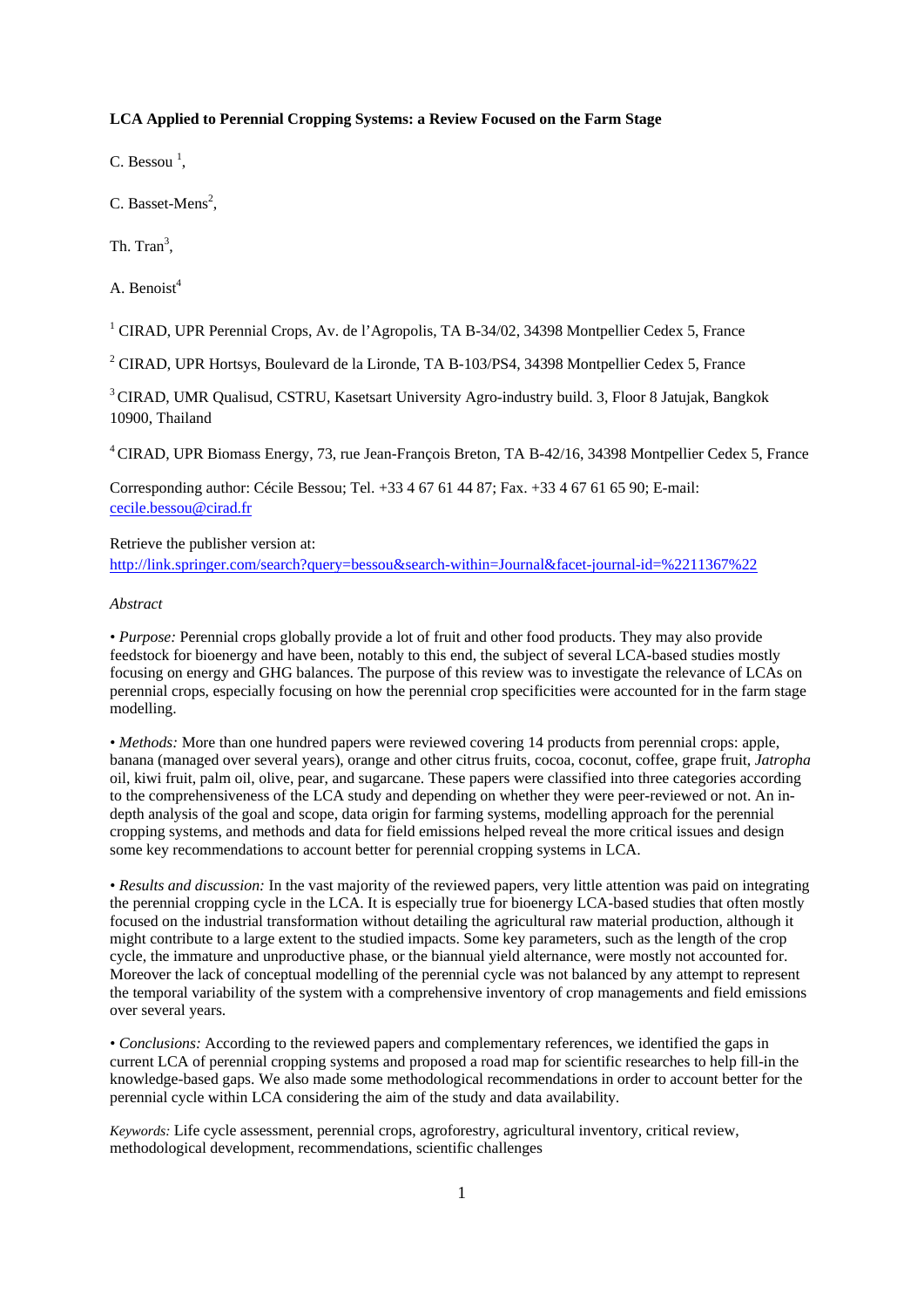**LCA Applied to Perennial Cropping Systems: a Review Focused on the Farm Stage**

C. Bessou [1],

C. Basset-Mens[2],

Th. Tran[3],

A. Benoist[4]

[1] CIRAD, UPR Perennial Crops, Av. de l'Agropolis, TA B-34/02, 34398 Montpellier Cedex 5, France

[2] CIRAD, UPR Hortsys, Boulevard de la Lironde, TA B-103/PS4, 34398 Montpellier Cedex 5, France

[3] CIRAD, UMR Qualisud, CSTRU, Kasetsart University Agro-industry build. 3, Floor 8 Jatujak, Bangkok 10900, Thailand

[4] CIRAD, UPR Biomass Energy, 73, rue Jean-François Breton, TA B-42/16, 34398 Montpellier Cedex 5, France

Corresponding author: Cécile Bessou; Tel. +33 4 67 61 44 87; Fax. +33 4 67 61 65 90; E-mail: cecile.bessou@cirad.fr

Retrieve the publisher version at:
http://link.springer.com/search?query=bessou&search-within=Journal&facet-journal-id=%2211367%22

*Abstract*

• *Purpose:* Perennial crops globally provide a lot of fruit and other food products. They may also provide feedstock for bioenergy and have been, notably to this end, the subject of several LCA-based studies mostly focusing on energy and GHG balances. The purpose of this review was to investigate the relevance of LCAs on perennial crops, especially focusing on how the perennial crop specificities were accounted for in the farm stage modelling.

• *Methods:* More than one hundred papers were reviewed covering 14 products from perennial crops: apple, banana (managed over several years), orange and other citrus fruits, cocoa, coconut, coffee, grape fruit, *Jatropha* oil, kiwi fruit, palm oil, olive, pear, and sugarcane. These papers were classified into three categories according to the comprehensiveness of the LCA study and depending on whether they were peer-reviewed or not. An in-depth analysis of the goal and scope, data origin for farming systems, modelling approach for the perennial cropping systems, and methods and data for field emissions helped reveal the more critical issues and design some key recommendations to account better for perennial cropping systems in LCA.

• *Results and discussion:* In the vast majority of the reviewed papers, very little attention was paid on integrating the perennial cropping cycle in the LCA. It is especially true for bioenergy LCA-based studies that often mostly focused on the industrial transformation without detailing the agricultural raw material production, although it might contribute to a large extent to the studied impacts. Some key parameters, such as the length of the crop cycle, the immature and unproductive phase, or the biannual yield alternance, were mostly not accounted for. Moreover the lack of conceptual modelling of the perennial cycle was not balanced by any attempt to represent the temporal variability of the system with a comprehensive inventory of crop managements and field emissions over several years.

• *Conclusions:* According to the reviewed papers and complementary references, we identified the gaps in current LCA of perennial cropping systems and proposed a road map for scientific researches to help fill-in the knowledge-based gaps. We also made some methodological recommendations in order to account better for the perennial cycle within LCA considering the aim of the study and data availability.

*Keywords:* Life cycle assessment, perennial crops, agroforestry, agricultural inventory, critical review, methodological development, recommendations, scientific challenges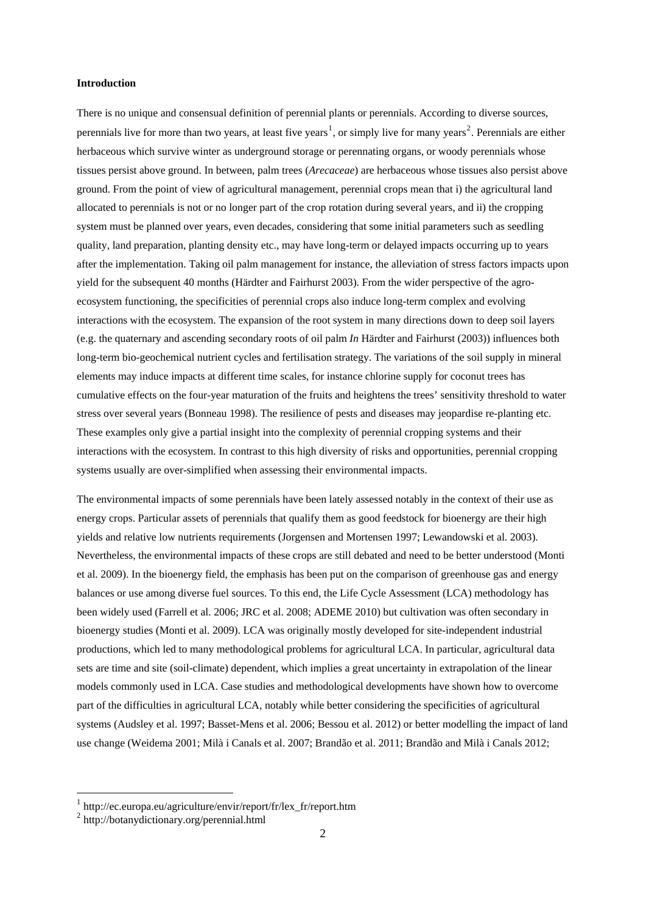**Introduction**

There is no unique and consensual definition of perennial plants or perennials. According to diverse sources, perennials live for more than two years, at least five years[1], or simply live for many years[2]. Perennials are either herbaceous which survive winter as underground storage or perennating organs, or woody perennials whose tissues persist above ground. In between, palm trees (*Arecaceae*) are herbaceous whose tissues also persist above ground. From the point of view of agricultural management, perennial crops mean that i) the agricultural land allocated to perennials is not or no longer part of the crop rotation during several years, and ii) the cropping system must be planned over years, even decades, considering that some initial parameters such as seedling quality, land preparation, planting density etc., may have long-term or delayed impacts occurring up to years after the implementation. Taking oil palm management for instance, the alleviation of stress factors impacts upon yield for the subsequent 40 months (Härdter and Fairhurst 2003). From the wider perspective of the agro-ecosystem functioning, the specificities of perennial crops also induce long-term complex and evolving interactions with the ecosystem. The expansion of the root system in many directions down to deep soil layers (e.g. the quaternary and ascending secondary roots of oil palm *In* Härdter and Fairhurst (2003)) influences both long-term bio-geochemical nutrient cycles and fertilisation strategy. The variations of the soil supply in mineral elements may induce impacts at different time scales, for instance chlorine supply for coconut trees has cumulative effects on the four-year maturation of the fruits and heightens the trees' sensitivity threshold to water stress over several years (Bonneau 1998). The resilience of pests and diseases may jeopardise re-planting etc. These examples only give a partial insight into the complexity of perennial cropping systems and their interactions with the ecosystem. In contrast to this high diversity of risks and opportunities, perennial cropping systems usually are over-simplified when assessing their environmental impacts.

The environmental impacts of some perennials have been lately assessed notably in the context of their use as energy crops. Particular assets of perennials that qualify them as good feedstock for bioenergy are their high yields and relative low nutrients requirements (Jorgensen and Mortensen 1997; Lewandowski et al. 2003). Nevertheless, the environmental impacts of these crops are still debated and need to be better understood (Monti et al. 2009). In the bioenergy field, the emphasis has been put on the comparison of greenhouse gas and energy balances or use among diverse fuel sources. To this end, the Life Cycle Assessment (LCA) methodology has been widely used (Farrell et al. 2006; JRC et al. 2008; ADEME 2010) but cultivation was often secondary in bioenergy studies (Monti et al. 2009). LCA was originally mostly developed for site-independent industrial productions, which led to many methodological problems for agricultural LCA. In particular, agricultural data sets are time and site (soil-climate) dependent, which implies a great uncertainty in extrapolation of the linear models commonly used in LCA. Case studies and methodological developments have shown how to overcome part of the difficulties in agricultural LCA, notably while better considering the specificities of agricultural systems (Audsley et al. 1997; Basset-Mens et al. 2006; Bessou et al. 2012) or better modelling the impact of land use change (Weidema 2001; Milà i Canals et al. 2007; Brandão et al. 2011; Brandão and Milà i Canals 2012;

[1] http://ec.europa.eu/agriculture/envir/report/fr/lex_fr/report.htm

[2] http://botanydictionary.org/perennial.html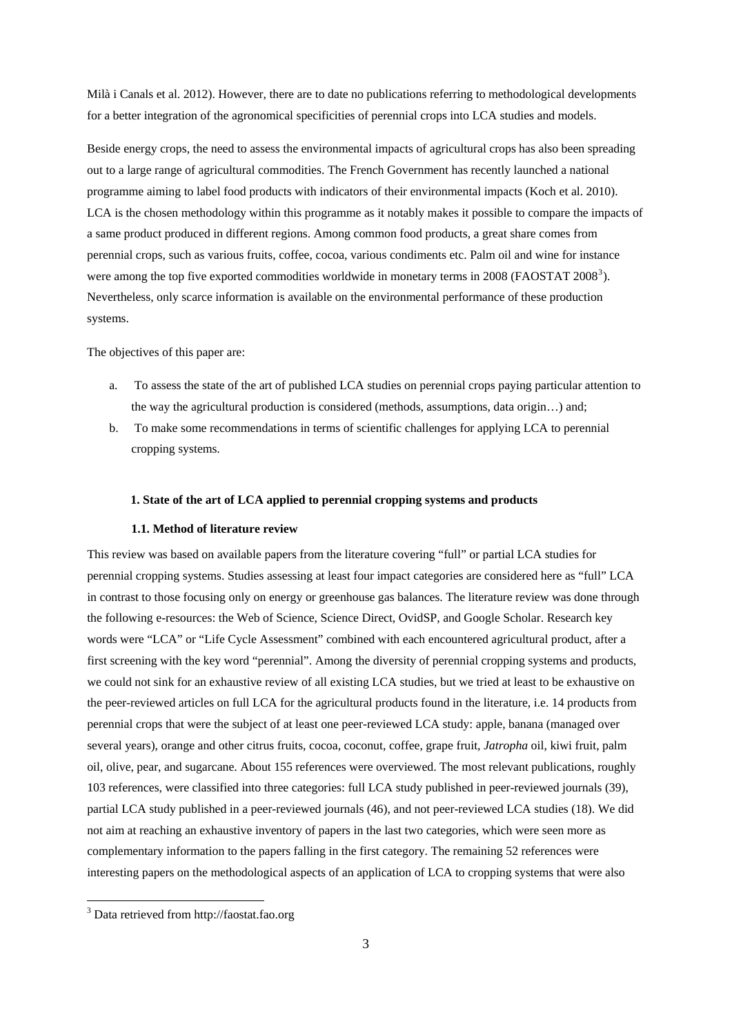Milà i Canals et al. 2012). However, there are to date no publications referring to methodological developments for a better integration of the agronomical specificities of perennial crops into LCA studies and models.

Beside energy crops, the need to assess the environmental impacts of agricultural crops has also been spreading out to a large range of agricultural commodities. The French Government has recently launched a national programme aiming to label food products with indicators of their environmental impacts (Koch et al. 2010). LCA is the chosen methodology within this programme as it notably makes it possible to compare the impacts of a same product produced in different regions. Among common food products, a great share comes from perennial crops, such as various fruits, coffee, cocoa, various condiments etc. Palm oil and wine for instance were among the top five exported commodities worldwide in monetary terms in 2008 (FAOSTAT 2008[3]). Nevertheless, only scarce information is available on the environmental performance of these production systems.

The objectives of this paper are:

a. To assess the state of the art of published LCA studies on perennial crops paying particular attention to the way the agricultural production is considered (methods, assumptions, data origin…) and;
b. To make some recommendations in terms of scientific challenges for applying LCA to perennial cropping systems.

## 1. State of the art of LCA applied to perennial cropping systems and products

### 1.1. Method of literature review

This review was based on available papers from the literature covering "full" or partial LCA studies for perennial cropping systems. Studies assessing at least four impact categories are considered here as "full" LCA in contrast to those focusing only on energy or greenhouse gas balances. The literature review was done through the following e-resources: the Web of Science, Science Direct, OvidSP, and Google Scholar. Research key words were "LCA" or "Life Cycle Assessment" combined with each encountered agricultural product, after a first screening with the key word "perennial". Among the diversity of perennial cropping systems and products, we could not sink for an exhaustive review of all existing LCA studies, but we tried at least to be exhaustive on the peer-reviewed articles on full LCA for the agricultural products found in the literature, i.e. 14 products from perennial crops that were the subject of at least one peer-reviewed LCA study: apple, banana (managed over several years), orange and other citrus fruits, cocoa, coconut, coffee, grape fruit, *Jatropha* oil, kiwi fruit, palm oil, olive, pear, and sugarcane. About 155 references were overviewed. The most relevant publications, roughly 103 references, were classified into three categories: full LCA study published in peer-reviewed journals (39), partial LCA study published in a peer-reviewed journals (46), and not peer-reviewed LCA studies (18). We did not aim at reaching an exhaustive inventory of papers in the last two categories, which were seen more as complementary information to the papers falling in the first category. The remaining 52 references were interesting papers on the methodological aspects of an application of LCA to cropping systems that were also

[3] Data retrieved from http://faostat.fao.org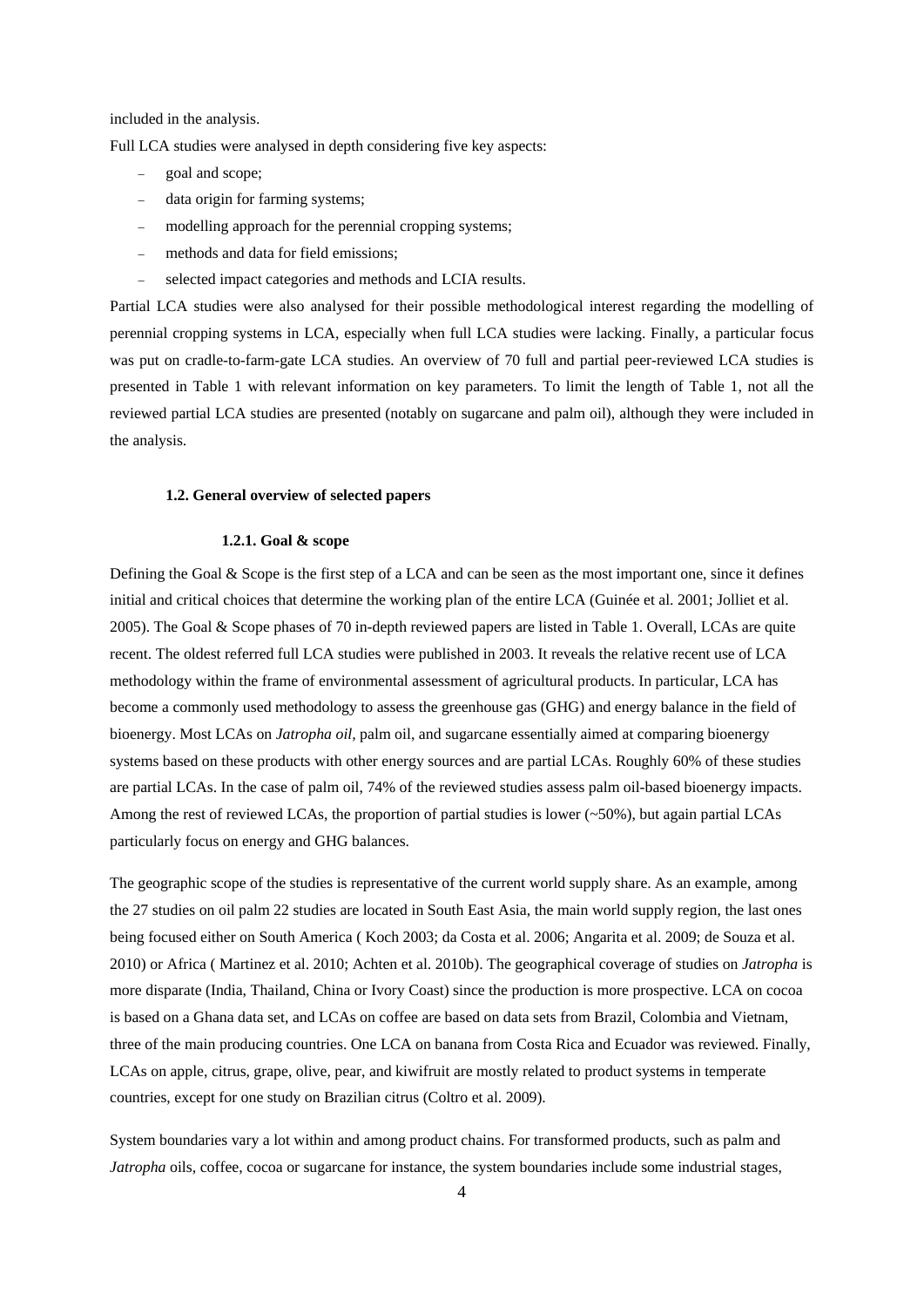included in the analysis.

Full LCA studies were analysed in depth considering five key aspects:

- goal and scope;
- data origin for farming systems;
- modelling approach for the perennial cropping systems;
- methods and data for field emissions;
- selected impact categories and methods and LCIA results.

Partial LCA studies were also analysed for their possible methodological interest regarding the modelling of perennial cropping systems in LCA, especially when full LCA studies were lacking. Finally, a particular focus was put on cradle-to-farm-gate LCA studies. An overview of 70 full and partial peer-reviewed LCA studies is presented in Table 1 with relevant information on key parameters. To limit the length of Table 1, not all the reviewed partial LCA studies are presented (notably on sugarcane and palm oil), although they were included in the analysis.

### 1.2. General overview of selected papers

#### 1.2.1. Goal & scope

Defining the Goal & Scope is the first step of a LCA and can be seen as the most important one, since it defines initial and critical choices that determine the working plan of the entire LCA (Guinée et al. 2001; Jolliet et al. 2005). The Goal & Scope phases of 70 in-depth reviewed papers are listed in Table 1. Overall, LCAs are quite recent. The oldest referred full LCA studies were published in 2003. It reveals the relative recent use of LCA methodology within the frame of environmental assessment of agricultural products. In particular, LCA has become a commonly used methodology to assess the greenhouse gas (GHG) and energy balance in the field of bioenergy. Most LCAs on *Jatropha oil,* palm oil, and sugarcane essentially aimed at comparing bioenergy systems based on these products with other energy sources and are partial LCAs. Roughly 60% of these studies are partial LCAs. In the case of palm oil, 74% of the reviewed studies assess palm oil-based bioenergy impacts. Among the rest of reviewed LCAs, the proportion of partial studies is lower (~50%), but again partial LCAs particularly focus on energy and GHG balances.

The geographic scope of the studies is representative of the current world supply share. As an example, among the 27 studies on oil palm 22 studies are located in South East Asia, the main world supply region, the last ones being focused either on South America ( Koch 2003; da Costa et al. 2006; Angarita et al. 2009; de Souza et al. 2010) or Africa ( Martinez et al. 2010; Achten et al. 2010b). The geographical coverage of studies on *Jatropha* is more disparate (India, Thailand, China or Ivory Coast) since the production is more prospective. LCA on cocoa is based on a Ghana data set, and LCAs on coffee are based on data sets from Brazil, Colombia and Vietnam, three of the main producing countries. One LCA on banana from Costa Rica and Ecuador was reviewed. Finally, LCAs on apple, citrus, grape, olive, pear, and kiwifruit are mostly related to product systems in temperate countries, except for one study on Brazilian citrus (Coltro et al. 2009).

System boundaries vary a lot within and among product chains. For transformed products, such as palm and *Jatropha* oils, coffee, cocoa or sugarcane for instance, the system boundaries include some industrial stages,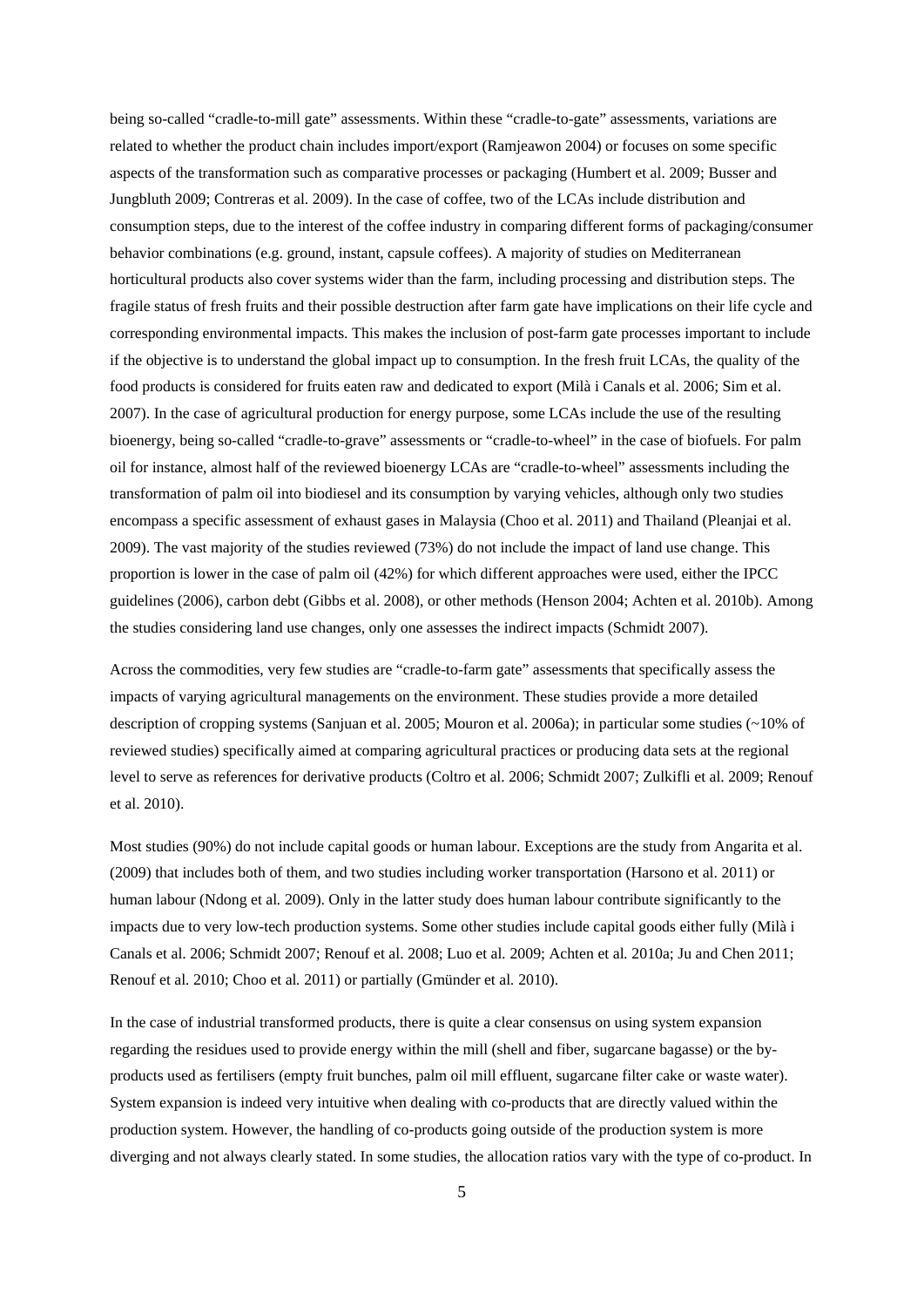being so-called "cradle-to-mill gate" assessments. Within these "cradle-to-gate" assessments, variations are related to whether the product chain includes import/export (Ramjeawon 2004) or focuses on some specific aspects of the transformation such as comparative processes or packaging (Humbert et al. 2009; Busser and Jungbluth 2009; Contreras et al. 2009). In the case of coffee, two of the LCAs include distribution and consumption steps, due to the interest of the coffee industry in comparing different forms of packaging/consumer behavior combinations (e.g. ground, instant, capsule coffees). A majority of studies on Mediterranean horticultural products also cover systems wider than the farm, including processing and distribution steps. The fragile status of fresh fruits and their possible destruction after farm gate have implications on their life cycle and corresponding environmental impacts. This makes the inclusion of post-farm gate processes important to include if the objective is to understand the global impact up to consumption. In the fresh fruit LCAs, the quality of the food products is considered for fruits eaten raw and dedicated to export (Milà i Canals et al. 2006; Sim et al. 2007). In the case of agricultural production for energy purpose, some LCAs include the use of the resulting bioenergy, being so-called "cradle-to-grave" assessments or "cradle-to-wheel" in the case of biofuels. For palm oil for instance, almost half of the reviewed bioenergy LCAs are "cradle-to-wheel" assessments including the transformation of palm oil into biodiesel and its consumption by varying vehicles, although only two studies encompass a specific assessment of exhaust gases in Malaysia (Choo et al. 2011) and Thailand (Pleanjai et al. 2009). The vast majority of the studies reviewed (73%) do not include the impact of land use change. This proportion is lower in the case of palm oil (42%) for which different approaches were used, either the IPCC guidelines (2006), carbon debt (Gibbs et al. 2008), or other methods (Henson 2004; Achten et al. 2010b). Among the studies considering land use changes, only one assesses the indirect impacts (Schmidt 2007).

Across the commodities, very few studies are "cradle-to-farm gate" assessments that specifically assess the impacts of varying agricultural managements on the environment. These studies provide a more detailed description of cropping systems (Sanjuan et al. 2005; Mouron et al. 2006a); in particular some studies (~10% of reviewed studies) specifically aimed at comparing agricultural practices or producing data sets at the regional level to serve as references for derivative products (Coltro et al. 2006; Schmidt 2007; Zulkifli et al. 2009; Renouf et al. 2010).

Most studies (90%) do not include capital goods or human labour. Exceptions are the study from Angarita et al. (2009) that includes both of them, and two studies including worker transportation (Harsono et al. 2011) or human labour (Ndong et al. 2009). Only in the latter study does human labour contribute significantly to the impacts due to very low-tech production systems. Some other studies include capital goods either fully (Milà i Canals et al. 2006; Schmidt 2007; Renouf et al. 2008; Luo et al. 2009; Achten et al. 2010a; Ju and Chen 2011; Renouf et al. 2010; Choo et al. 2011) or partially (Gmünder et al. 2010).

In the case of industrial transformed products, there is quite a clear consensus on using system expansion regarding the residues used to provide energy within the mill (shell and fiber, sugarcane bagasse) or the by-products used as fertilisers (empty fruit bunches, palm oil mill effluent, sugarcane filter cake or waste water). System expansion is indeed very intuitive when dealing with co-products that are directly valued within the production system. However, the handling of co-products going outside of the production system is more diverging and not always clearly stated. In some studies, the allocation ratios vary with the type of co-product. In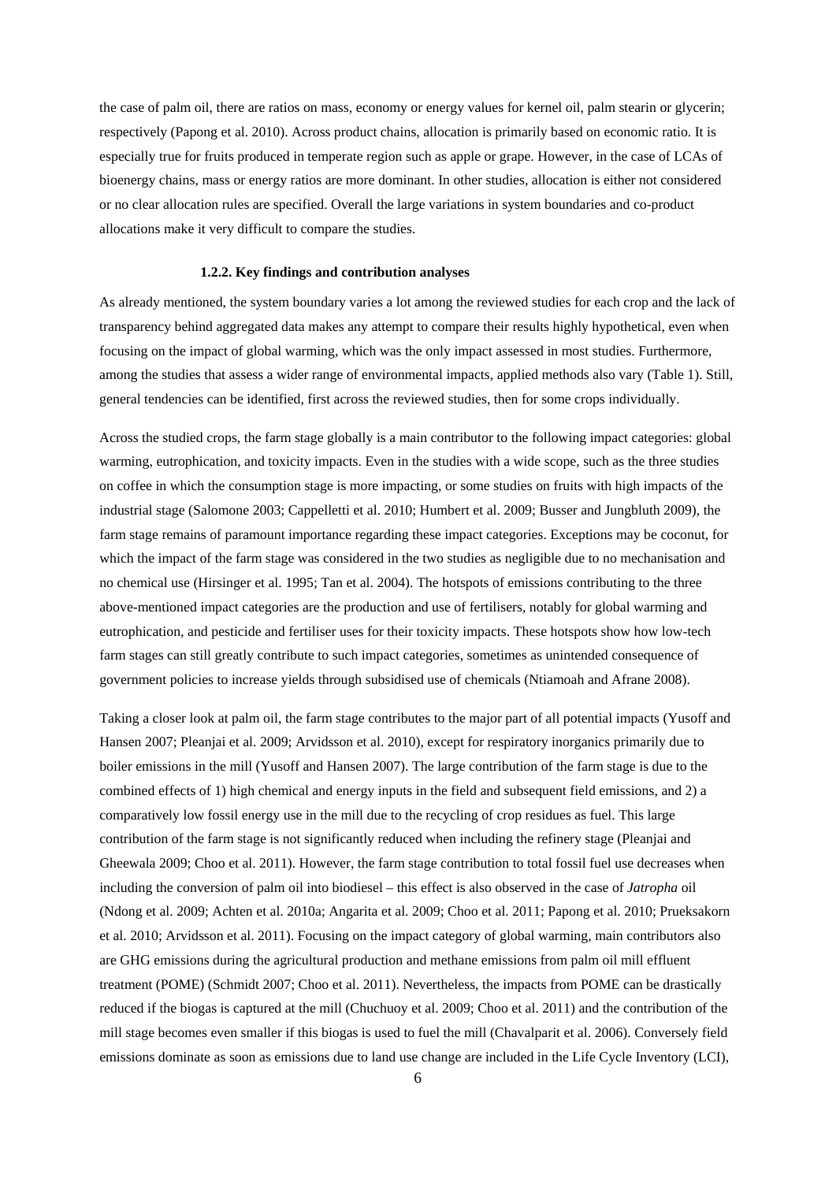the case of palm oil, there are ratios on mass, economy or energy values for kernel oil, palm stearin or glycerin; respectively (Papong et al. 2010). Across product chains, allocation is primarily based on economic ratio. It is especially true for fruits produced in temperate region such as apple or grape. However, in the case of LCAs of bioenergy chains, mass or energy ratios are more dominant. In other studies, allocation is either not considered or no clear allocation rules are specified. Overall the large variations in system boundaries and co-product allocations make it very difficult to compare the studies.

#### 1.2.2. Key findings and contribution analyses

As already mentioned, the system boundary varies a lot among the reviewed studies for each crop and the lack of transparency behind aggregated data makes any attempt to compare their results highly hypothetical, even when focusing on the impact of global warming, which was the only impact assessed in most studies. Furthermore, among the studies that assess a wider range of environmental impacts, applied methods also vary (Table 1). Still, general tendencies can be identified, first across the reviewed studies, then for some crops individually.

Across the studied crops, the farm stage globally is a main contributor to the following impact categories: global warming, eutrophication, and toxicity impacts. Even in the studies with a wide scope, such as the three studies on coffee in which the consumption stage is more impacting, or some studies on fruits with high impacts of the industrial stage (Salomone 2003; Cappelletti et al. 2010; Humbert et al. 2009; Busser and Jungbluth 2009), the farm stage remains of paramount importance regarding these impact categories. Exceptions may be coconut, for which the impact of the farm stage was considered in the two studies as negligible due to no mechanisation and no chemical use (Hirsinger et al. 1995; Tan et al. 2004). The hotspots of emissions contributing to the three above-mentioned impact categories are the production and use of fertilisers, notably for global warming and eutrophication, and pesticide and fertiliser uses for their toxicity impacts. These hotspots show how low-tech farm stages can still greatly contribute to such impact categories, sometimes as unintended consequence of government policies to increase yields through subsidised use of chemicals (Ntiamoah and Afrane 2008).

Taking a closer look at palm oil, the farm stage contributes to the major part of all potential impacts (Yusoff and Hansen 2007; Pleanjai et al. 2009; Arvidsson et al. 2010), except for respiratory inorganics primarily due to boiler emissions in the mill (Yusoff and Hansen 2007). The large contribution of the farm stage is due to the combined effects of 1) high chemical and energy inputs in the field and subsequent field emissions, and 2) a comparatively low fossil energy use in the mill due to the recycling of crop residues as fuel. This large contribution of the farm stage is not significantly reduced when including the refinery stage (Pleanjai and Gheewala 2009; Choo et al. 2011). However, the farm stage contribution to total fossil fuel use decreases when including the conversion of palm oil into biodiesel – this effect is also observed in the case of *Jatropha* oil (Ndong et al. 2009; Achten et al. 2010a; Angarita et al. 2009; Choo et al. 2011; Papong et al. 2010; Prueksakorn et al. 2010; Arvidsson et al. 2011). Focusing on the impact category of global warming, main contributors also are GHG emissions during the agricultural production and methane emissions from palm oil mill effluent treatment (POME) (Schmidt 2007; Choo et al. 2011). Nevertheless, the impacts from POME can be drastically reduced if the biogas is captured at the mill (Chuchuoy et al. 2009; Choo et al. 2011) and the contribution of the mill stage becomes even smaller if this biogas is used to fuel the mill (Chavalparit et al. 2006). Conversely field emissions dominate as soon as emissions due to land use change are included in the Life Cycle Inventory (LCI),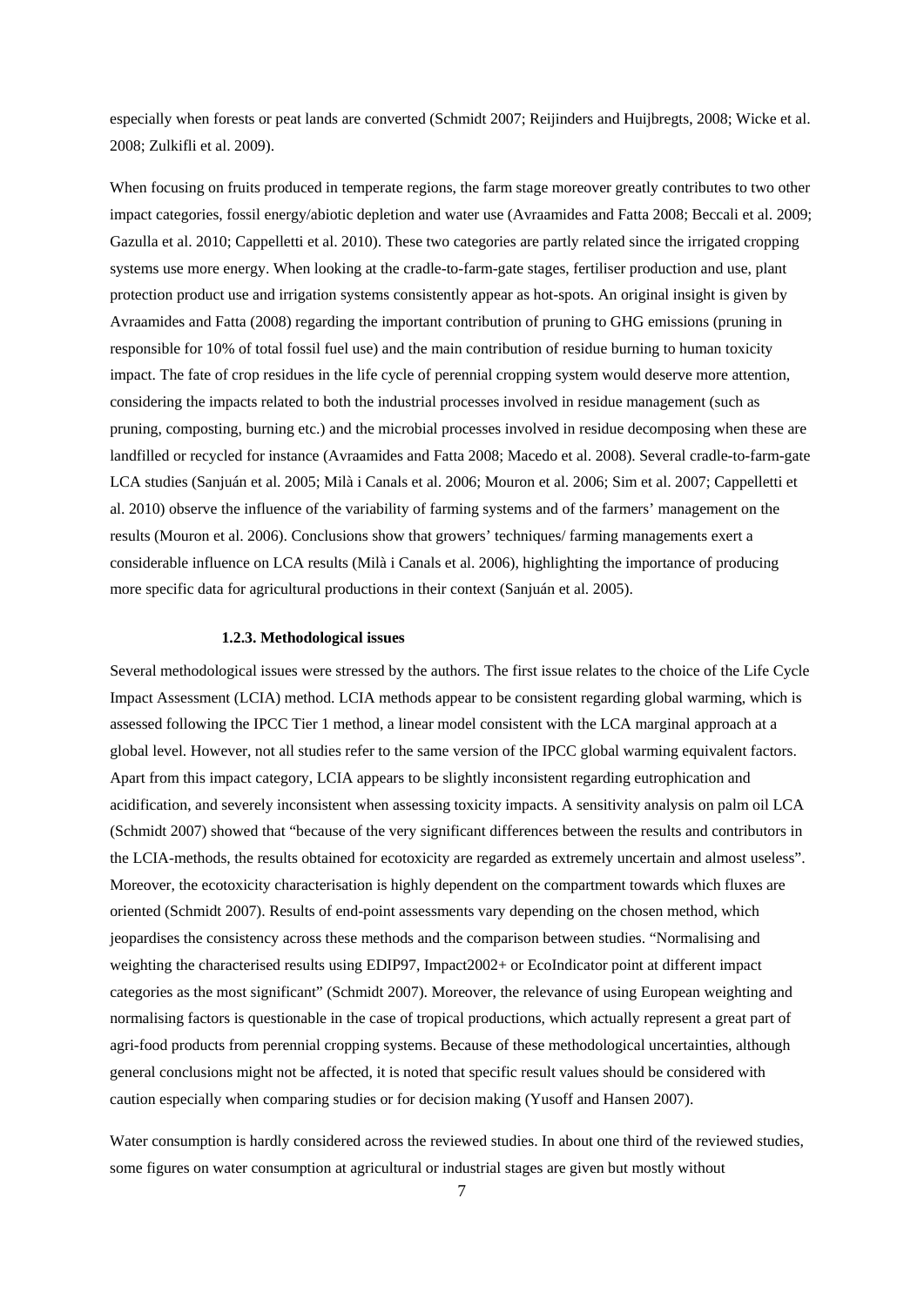especially when forests or peat lands are converted (Schmidt 2007; Reijinders and Huijbregts, 2008; Wicke et al. 2008; Zulkifli et al. 2009).

When focusing on fruits produced in temperate regions, the farm stage moreover greatly contributes to two other impact categories, fossil energy/abiotic depletion and water use (Avraamides and Fatta 2008; Beccali et al. 2009; Gazulla et al. 2010; Cappelletti et al. 2010). These two categories are partly related since the irrigated cropping systems use more energy. When looking at the cradle-to-farm-gate stages, fertiliser production and use, plant protection product use and irrigation systems consistently appear as hot-spots. An original insight is given by Avraamides and Fatta (2008) regarding the important contribution of pruning to GHG emissions (pruning in responsible for 10% of total fossil fuel use) and the main contribution of residue burning to human toxicity impact. The fate of crop residues in the life cycle of perennial cropping system would deserve more attention, considering the impacts related to both the industrial processes involved in residue management (such as pruning, composting, burning etc.) and the microbial processes involved in residue decomposing when these are landfilled or recycled for instance (Avraamides and Fatta 2008; Macedo et al. 2008). Several cradle-to-farm-gate LCA studies (Sanjuán et al. 2005; Milà i Canals et al. 2006; Mouron et al. 2006; Sim et al. 2007; Cappelletti et al. 2010) observe the influence of the variability of farming systems and of the farmers' management on the results (Mouron et al. 2006). Conclusions show that growers' techniques/ farming managements exert a considerable influence on LCA results (Milà i Canals et al. 2006), highlighting the importance of producing more specific data for agricultural productions in their context (Sanjuán et al. 2005).

### 1.2.3. Methodological issues

Several methodological issues were stressed by the authors. The first issue relates to the choice of the Life Cycle Impact Assessment (LCIA) method. LCIA methods appear to be consistent regarding global warming, which is assessed following the IPCC Tier 1 method, a linear model consistent with the LCA marginal approach at a global level. However, not all studies refer to the same version of the IPCC global warming equivalent factors. Apart from this impact category, LCIA appears to be slightly inconsistent regarding eutrophication and acidification, and severely inconsistent when assessing toxicity impacts. A sensitivity analysis on palm oil LCA (Schmidt 2007) showed that "because of the very significant differences between the results and contributors in the LCIA-methods, the results obtained for ecotoxicity are regarded as extremely uncertain and almost useless". Moreover, the ecotoxicity characterisation is highly dependent on the compartment towards which fluxes are oriented (Schmidt 2007). Results of end-point assessments vary depending on the chosen method, which jeopardises the consistency across these methods and the comparison between studies. "Normalising and weighting the characterised results using EDIP97, Impact2002+ or EcoIndicator point at different impact categories as the most significant" (Schmidt 2007). Moreover, the relevance of using European weighting and normalising factors is questionable in the case of tropical productions, which actually represent a great part of agri-food products from perennial cropping systems. Because of these methodological uncertainties, although general conclusions might not be affected, it is noted that specific result values should be considered with caution especially when comparing studies or for decision making (Yusoff and Hansen 2007).

Water consumption is hardly considered across the reviewed studies. In about one third of the reviewed studies, some figures on water consumption at agricultural or industrial stages are given but mostly without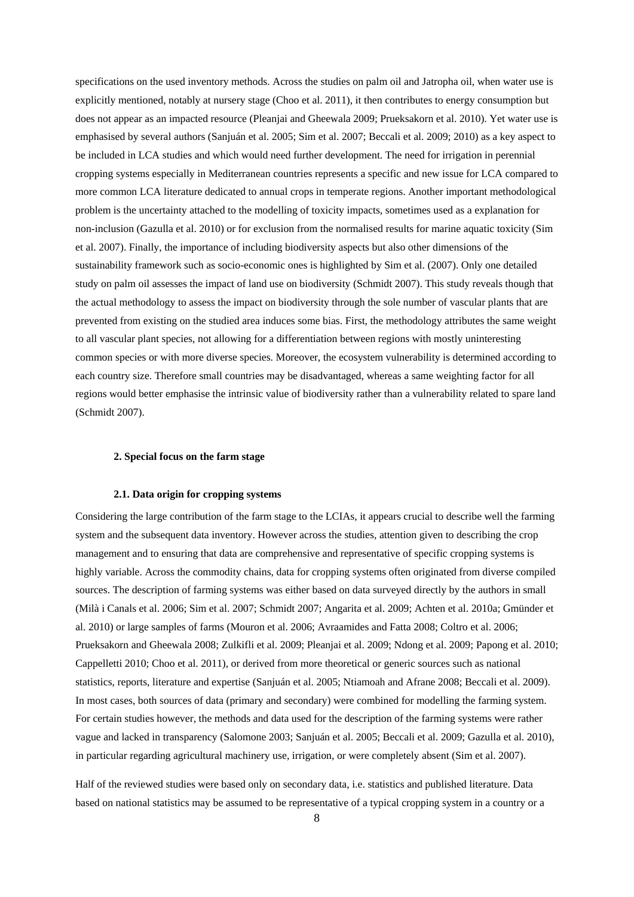specifications on the used inventory methods. Across the studies on palm oil and Jatropha oil, when water use is explicitly mentioned, notably at nursery stage (Choo et al. 2011), it then contributes to energy consumption but does not appear as an impacted resource (Pleanjai and Gheewala 2009; Prueksakorn et al. 2010). Yet water use is emphasised by several authors (Sanjuán et al. 2005; Sim et al. 2007; Beccali et al. 2009; 2010) as a key aspect to be included in LCA studies and which would need further development. The need for irrigation in perennial cropping systems especially in Mediterranean countries represents a specific and new issue for LCA compared to more common LCA literature dedicated to annual crops in temperate regions. Another important methodological problem is the uncertainty attached to the modelling of toxicity impacts, sometimes used as a explanation for non-inclusion (Gazulla et al. 2010) or for exclusion from the normalised results for marine aquatic toxicity (Sim et al. 2007). Finally, the importance of including biodiversity aspects but also other dimensions of the sustainability framework such as socio-economic ones is highlighted by Sim et al. (2007). Only one detailed study on palm oil assesses the impact of land use on biodiversity (Schmidt 2007). This study reveals though that the actual methodology to assess the impact on biodiversity through the sole number of vascular plants that are prevented from existing on the studied area induces some bias. First, the methodology attributes the same weight to all vascular plant species, not allowing for a differentiation between regions with mostly uninteresting common species or with more diverse species. Moreover, the ecosystem vulnerability is determined according to each country size. Therefore small countries may be disadvantaged, whereas a same weighting factor for all regions would better emphasise the intrinsic value of biodiversity rather than a vulnerability related to spare land (Schmidt 2007).

## 2. Special focus on the farm stage

### 2.1. Data origin for cropping systems

Considering the large contribution of the farm stage to the LCIAs, it appears crucial to describe well the farming system and the subsequent data inventory. However across the studies, attention given to describing the crop management and to ensuring that data are comprehensive and representative of specific cropping systems is highly variable. Across the commodity chains, data for cropping systems often originated from diverse compiled sources. The description of farming systems was either based on data surveyed directly by the authors in small (Milà i Canals et al. 2006; Sim et al. 2007; Schmidt 2007; Angarita et al. 2009; Achten et al. 2010a; Gmünder et al. 2010) or large samples of farms (Mouron et al. 2006; Avraamides and Fatta 2008; Coltro et al. 2006; Prueksakorn and Gheewala 2008; Zulkifli et al. 2009; Pleanjai et al. 2009; Ndong et al. 2009; Papong et al. 2010; Cappelletti 2010; Choo et al. 2011), or derived from more theoretical or generic sources such as national statistics, reports, literature and expertise (Sanjuán et al. 2005; Ntiamoah and Afrane 2008; Beccali et al. 2009). In most cases, both sources of data (primary and secondary) were combined for modelling the farming system. For certain studies however, the methods and data used for the description of the farming systems were rather vague and lacked in transparency (Salomone 2003; Sanjuán et al. 2005; Beccali et al. 2009; Gazulla et al. 2010), in particular regarding agricultural machinery use, irrigation, or were completely absent (Sim et al. 2007).

Half of the reviewed studies were based only on secondary data, i.e. statistics and published literature. Data based on national statistics may be assumed to be representative of a typical cropping system in a country or a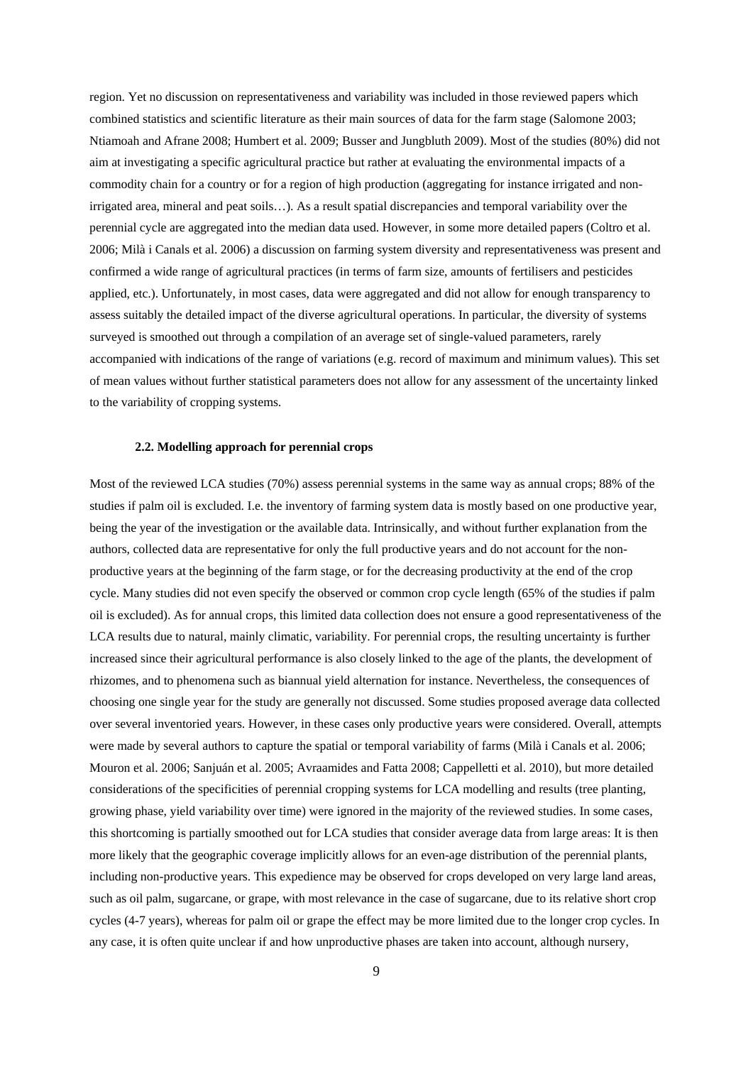region. Yet no discussion on representativeness and variability was included in those reviewed papers which combined statistics and scientific literature as their main sources of data for the farm stage (Salomone 2003; Ntiamoah and Afrane 2008; Humbert et al. 2009; Busser and Jungbluth 2009). Most of the studies (80%) did not aim at investigating a specific agricultural practice but rather at evaluating the environmental impacts of a commodity chain for a country or for a region of high production (aggregating for instance irrigated and non-irrigated area, mineral and peat soils…). As a result spatial discrepancies and temporal variability over the perennial cycle are aggregated into the median data used. However, in some more detailed papers (Coltro et al. 2006; Milà i Canals et al. 2006) a discussion on farming system diversity and representativeness was present and confirmed a wide range of agricultural practices (in terms of farm size, amounts of fertilisers and pesticides applied, etc.). Unfortunately, in most cases, data were aggregated and did not allow for enough transparency to assess suitably the detailed impact of the diverse agricultural operations. In particular, the diversity of systems surveyed is smoothed out through a compilation of an average set of single-valued parameters, rarely accompanied with indications of the range of variations (e.g. record of maximum and minimum values). This set of mean values without further statistical parameters does not allow for any assessment of the uncertainty linked to the variability of cropping systems.

### 2.2. Modelling approach for perennial crops

Most of the reviewed LCA studies (70%) assess perennial systems in the same way as annual crops; 88% of the studies if palm oil is excluded. I.e. the inventory of farming system data is mostly based on one productive year, being the year of the investigation or the available data. Intrinsically, and without further explanation from the authors, collected data are representative for only the full productive years and do not account for the non-productive years at the beginning of the farm stage, or for the decreasing productivity at the end of the crop cycle. Many studies did not even specify the observed or common crop cycle length (65% of the studies if palm oil is excluded). As for annual crops, this limited data collection does not ensure a good representativeness of the LCA results due to natural, mainly climatic, variability. For perennial crops, the resulting uncertainty is further increased since their agricultural performance is also closely linked to the age of the plants, the development of rhizomes, and to phenomena such as biannual yield alternation for instance. Nevertheless, the consequences of choosing one single year for the study are generally not discussed. Some studies proposed average data collected over several inventoried years. However, in these cases only productive years were considered. Overall, attempts were made by several authors to capture the spatial or temporal variability of farms (Milà i Canals et al. 2006; Mouron et al. 2006; Sanjuán et al. 2005; Avraamides and Fatta 2008; Cappelletti et al. 2010), but more detailed considerations of the specificities of perennial cropping systems for LCA modelling and results (tree planting, growing phase, yield variability over time) were ignored in the majority of the reviewed studies. In some cases, this shortcoming is partially smoothed out for LCA studies that consider average data from large areas: It is then more likely that the geographic coverage implicitly allows for an even-age distribution of the perennial plants, including non-productive years. This expedience may be observed for crops developed on very large land areas, such as oil palm, sugarcane, or grape, with most relevance in the case of sugarcane, due to its relative short crop cycles (4-7 years), whereas for palm oil or grape the effect may be more limited due to the longer crop cycles. In any case, it is often quite unclear if and how unproductive phases are taken into account, although nursery,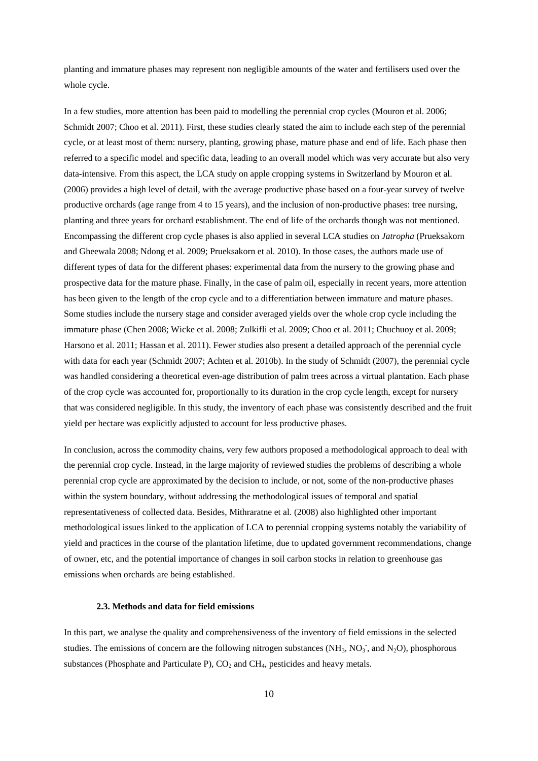planting and immature phases may represent non negligible amounts of the water and fertilisers used over the whole cycle.

In a few studies, more attention has been paid to modelling the perennial crop cycles (Mouron et al. 2006; Schmidt 2007; Choo et al. 2011). First, these studies clearly stated the aim to include each step of the perennial cycle, or at least most of them: nursery, planting, growing phase, mature phase and end of life. Each phase then referred to a specific model and specific data, leading to an overall model which was very accurate but also very data-intensive. From this aspect, the LCA study on apple cropping systems in Switzerland by Mouron et al. (2006) provides a high level of detail, with the average productive phase based on a four-year survey of twelve productive orchards (age range from 4 to 15 years), and the inclusion of non-productive phases: tree nursing, planting and three years for orchard establishment. The end of life of the orchards though was not mentioned. Encompassing the different crop cycle phases is also applied in several LCA studies on *Jatropha* (Prueksakorn and Gheewala 2008; Ndong et al. 2009; Prueksakorn et al. 2010). In those cases, the authors made use of different types of data for the different phases: experimental data from the nursery to the growing phase and prospective data for the mature phase. Finally, in the case of palm oil, especially in recent years, more attention has been given to the length of the crop cycle and to a differentiation between immature and mature phases. Some studies include the nursery stage and consider averaged yields over the whole crop cycle including the immature phase (Chen 2008; Wicke et al. 2008; Zulkifli et al. 2009; Choo et al. 2011; Chuchuoy et al. 2009; Harsono et al. 2011; Hassan et al. 2011). Fewer studies also present a detailed approach of the perennial cycle with data for each year (Schmidt 2007; Achten et al. 2010b). In the study of Schmidt (2007), the perennial cycle was handled considering a theoretical even-age distribution of palm trees across a virtual plantation. Each phase of the crop cycle was accounted for, proportionally to its duration in the crop cycle length, except for nursery that was considered negligible. In this study, the inventory of each phase was consistently described and the fruit yield per hectare was explicitly adjusted to account for less productive phases.

In conclusion, across the commodity chains, very few authors proposed a methodological approach to deal with the perennial crop cycle. Instead, in the large majority of reviewed studies the problems of describing a whole perennial crop cycle are approximated by the decision to include, or not, some of the non-productive phases within the system boundary, without addressing the methodological issues of temporal and spatial representativeness of collected data. Besides, Mithraratne et al. (2008) also highlighted other important methodological issues linked to the application of LCA to perennial cropping systems notably the variability of yield and practices in the course of the plantation lifetime, due to updated government recommendations, change of owner, etc, and the potential importance of changes in soil carbon stocks in relation to greenhouse gas emissions when orchards are being established.

### 2.3. Methods and data for field emissions

In this part, we analyse the quality and comprehensiveness of the inventory of field emissions in the selected studies. The emissions of concern are the following nitrogen substances ($NH_3$, $NO_3^-$, and $N_2O$), phosphorous substances (Phosphate and Particulate P), $CO_2$ and $CH_4$, pesticides and heavy metals.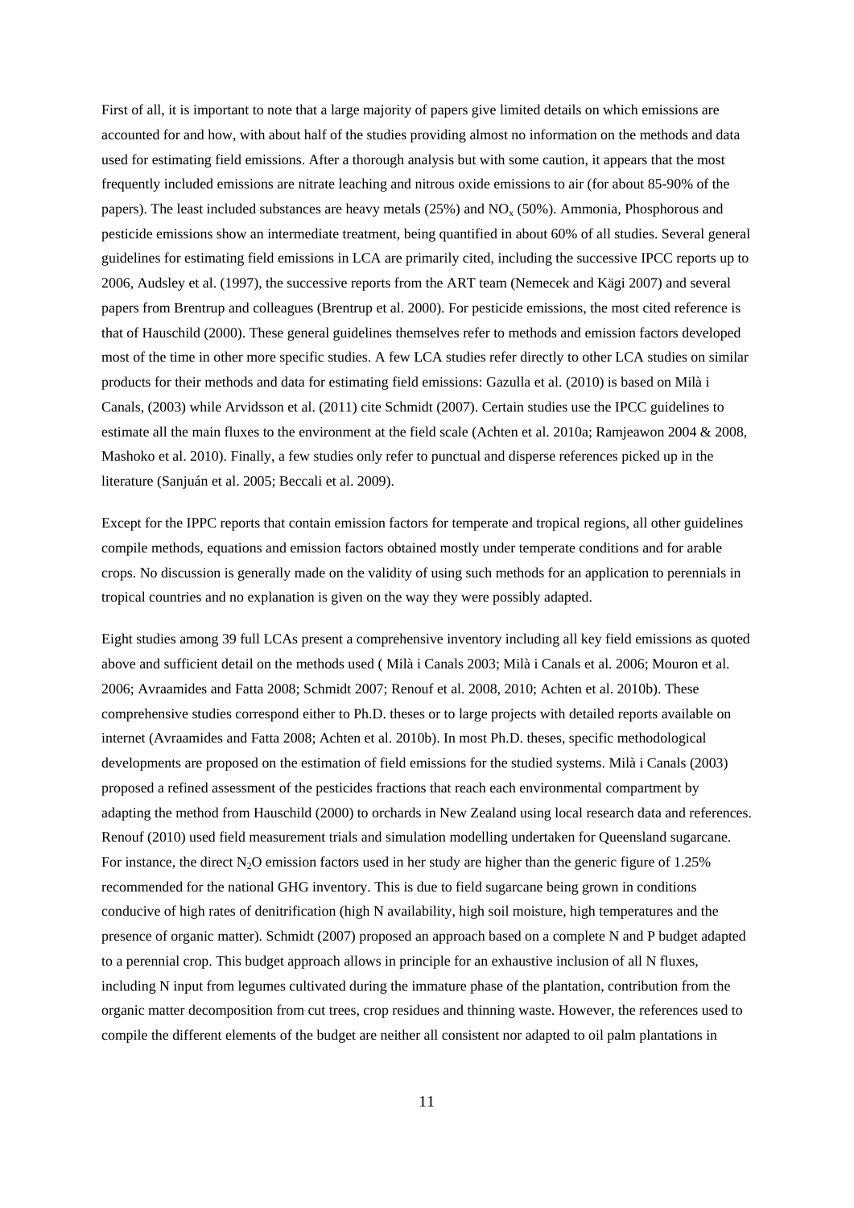First of all, it is important to note that a large majority of papers give limited details on which emissions are accounted for and how, with about half of the studies providing almost no information on the methods and data used for estimating field emissions. After a thorough analysis but with some caution, it appears that the most frequently included emissions are nitrate leaching and nitrous oxide emissions to air (for about 85-90% of the papers). The least included substances are heavy metals (25%) and $NO_x$ (50%). Ammonia, Phosphorous and pesticide emissions show an intermediate treatment, being quantified in about 60% of all studies. Several general guidelines for estimating field emissions in LCA are primarily cited, including the successive IPCC reports up to 2006, Audsley et al. (1997), the successive reports from the ART team (Nemecek and Kägi 2007) and several papers from Brentrup and colleagues (Brentrup et al. 2000). For pesticide emissions, the most cited reference is that of Hauschild (2000). These general guidelines themselves refer to methods and emission factors developed most of the time in other more specific studies. A few LCA studies refer directly to other LCA studies on similar products for their methods and data for estimating field emissions: Gazulla et al. (2010) is based on Milà i Canals, (2003) while Arvidsson et al. (2011) cite Schmidt (2007). Certain studies use the IPCC guidelines to estimate all the main fluxes to the environment at the field scale (Achten et al. 2010a; Ramjeawon 2004 & 2008, Mashoko et al. 2010). Finally, a few studies only refer to punctual and disperse references picked up in the literature (Sanjuán et al. 2005; Beccali et al. 2009).

Except for the IPPC reports that contain emission factors for temperate and tropical regions, all other guidelines compile methods, equations and emission factors obtained mostly under temperate conditions and for arable crops. No discussion is generally made on the validity of using such methods for an application to perennials in tropical countries and no explanation is given on the way they were possibly adapted.

Eight studies among 39 full LCAs present a comprehensive inventory including all key field emissions as quoted above and sufficient detail on the methods used ( Milà i Canals 2003; Milà i Canals et al. 2006; Mouron et al. 2006; Avraamides and Fatta 2008; Schmidt 2007; Renouf et al. 2008, 2010; Achten et al. 2010b). These comprehensive studies correspond either to Ph.D. theses or to large projects with detailed reports available on internet (Avraamides and Fatta 2008; Achten et al. 2010b). In most Ph.D. theses, specific methodological developments are proposed on the estimation of field emissions for the studied systems. Milà i Canals (2003) proposed a refined assessment of the pesticides fractions that reach each environmental compartment by adapting the method from Hauschild (2000) to orchards in New Zealand using local research data and references. Renouf (2010) used field measurement trials and simulation modelling undertaken for Queensland sugarcane. For instance, the direct $N_2O$ emission factors used in her study are higher than the generic figure of 1.25% recommended for the national GHG inventory. This is due to field sugarcane being grown in conditions conducive of high rates of denitrification (high N availability, high soil moisture, high temperatures and the presence of organic matter). Schmidt (2007) proposed an approach based on a complete N and P budget adapted to a perennial crop. This budget approach allows in principle for an exhaustive inclusion of all N fluxes, including N input from legumes cultivated during the immature phase of the plantation, contribution from the organic matter decomposition from cut trees, crop residues and thinning waste. However, the references used to compile the different elements of the budget are neither all consistent nor adapted to oil palm plantations in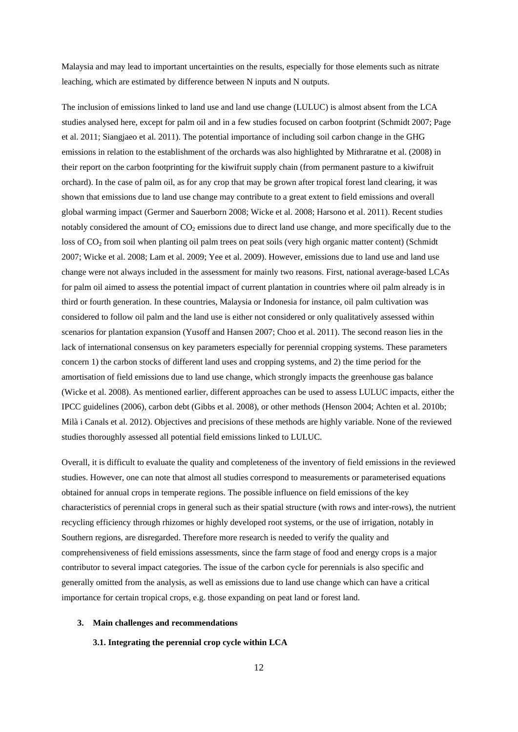Malaysia and may lead to important uncertainties on the results, especially for those elements such as nitrate leaching, which are estimated by difference between N inputs and N outputs.

The inclusion of emissions linked to land use and land use change (LULUC) is almost absent from the LCA studies analysed here, except for palm oil and in a few studies focused on carbon footprint (Schmidt 2007; Page et al. 2011; Siangjaeo et al. 2011). The potential importance of including soil carbon change in the GHG emissions in relation to the establishment of the orchards was also highlighted by Mithraratne et al. (2008) in their report on the carbon footprinting for the kiwifruit supply chain (from permanent pasture to a kiwifruit orchard). In the case of palm oil, as for any crop that may be grown after tropical forest land clearing, it was shown that emissions due to land use change may contribute to a great extent to field emissions and overall global warming impact (Germer and Sauerborn 2008; Wicke et al. 2008; Harsono et al. 2011). Recent studies notably considered the amount of $CO_2$ emissions due to direct land use change, and more specifically due to the loss of $CO_2$ from soil when planting oil palm trees on peat soils (very high organic matter content) (Schmidt 2007; Wicke et al. 2008; Lam et al. 2009; Yee et al. 2009). However, emissions due to land use and land use change were not always included in the assessment for mainly two reasons. First, national average-based LCAs for palm oil aimed to assess the potential impact of current plantation in countries where oil palm already is in third or fourth generation. In these countries, Malaysia or Indonesia for instance, oil palm cultivation was considered to follow oil palm and the land use is either not considered or only qualitatively assessed within scenarios for plantation expansion (Yusoff and Hansen 2007; Choo et al. 2011). The second reason lies in the lack of international consensus on key parameters especially for perennial cropping systems. These parameters concern 1) the carbon stocks of different land uses and cropping systems, and 2) the time period for the amortisation of field emissions due to land use change, which strongly impacts the greenhouse gas balance (Wicke et al. 2008). As mentioned earlier, different approaches can be used to assess LULUC impacts, either the IPCC guidelines (2006), carbon debt (Gibbs et al. 2008), or other methods (Henson 2004; Achten et al. 2010b; Milà i Canals et al. 2012). Objectives and precisions of these methods are highly variable. None of the reviewed studies thoroughly assessed all potential field emissions linked to LULUC.

Overall, it is difficult to evaluate the quality and completeness of the inventory of field emissions in the reviewed studies. However, one can note that almost all studies correspond to measurements or parameterised equations obtained for annual crops in temperate regions. The possible influence on field emissions of the key characteristics of perennial crops in general such as their spatial structure (with rows and inter-rows), the nutrient recycling efficiency through rhizomes or highly developed root systems, or the use of irrigation, notably in Southern regions, are disregarded. Therefore more research is needed to verify the quality and comprehensiveness of field emissions assessments, since the farm stage of food and energy crops is a major contributor to several impact categories. The issue of the carbon cycle for perennials is also specific and generally omitted from the analysis, as well as emissions due to land use change which can have a critical importance for certain tropical crops, e.g. those expanding on peat land or forest land.

## 3. Main challenges and recommendations

### 3.1. Integrating the perennial crop cycle within LCA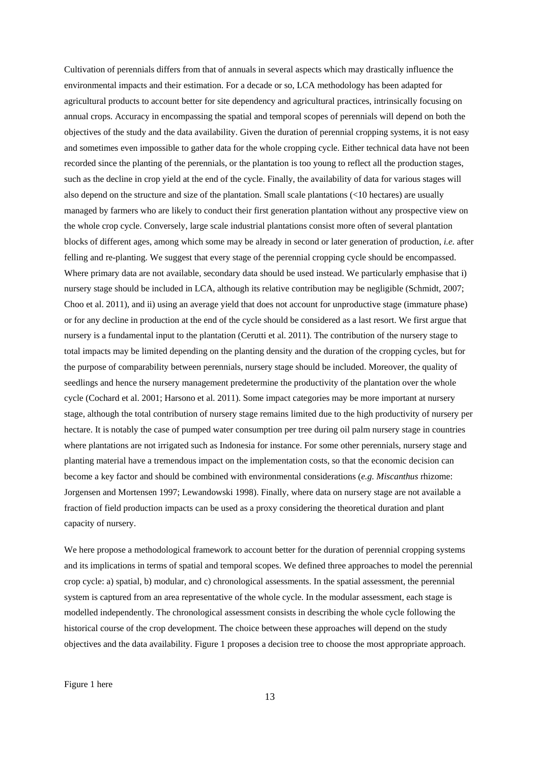Cultivation of perennials differs from that of annuals in several aspects which may drastically influence the environmental impacts and their estimation. For a decade or so, LCA methodology has been adapted for agricultural products to account better for site dependency and agricultural practices, intrinsically focusing on annual crops. Accuracy in encompassing the spatial and temporal scopes of perennials will depend on both the objectives of the study and the data availability. Given the duration of perennial cropping systems, it is not easy and sometimes even impossible to gather data for the whole cropping cycle. Either technical data have not been recorded since the planting of the perennials, or the plantation is too young to reflect all the production stages, such as the decline in crop yield at the end of the cycle. Finally, the availability of data for various stages will also depend on the structure and size of the plantation. Small scale plantations (<10 hectares) are usually managed by farmers who are likely to conduct their first generation plantation without any prospective view on the whole crop cycle. Conversely, large scale industrial plantations consist more often of several plantation blocks of different ages, among which some may be already in second or later generation of production, *i.e.* after felling and re-planting. We suggest that every stage of the perennial cropping cycle should be encompassed. Where primary data are not available, secondary data should be used instead. We particularly emphasise that i) nursery stage should be included in LCA, although its relative contribution may be negligible (Schmidt, 2007; Choo et al. 2011), and ii) using an average yield that does not account for unproductive stage (immature phase) or for any decline in production at the end of the cycle should be considered as a last resort. We first argue that nursery is a fundamental input to the plantation (Cerutti et al. 2011). The contribution of the nursery stage to total impacts may be limited depending on the planting density and the duration of the cropping cycles, but for the purpose of comparability between perennials, nursery stage should be included. Moreover, the quality of seedlings and hence the nursery management predetermine the productivity of the plantation over the whole cycle (Cochard et al. 2001; Harsono et al. 2011). Some impact categories may be more important at nursery stage, although the total contribution of nursery stage remains limited due to the high productivity of nursery per hectare. It is notably the case of pumped water consumption per tree during oil palm nursery stage in countries where plantations are not irrigated such as Indonesia for instance. For some other perennials, nursery stage and planting material have a tremendous impact on the implementation costs, so that the economic decision can become a key factor and should be combined with environmental considerations (*e.g. Miscanthus* rhizome: Jorgensen and Mortensen 1997; Lewandowski 1998). Finally, where data on nursery stage are not available a fraction of field production impacts can be used as a proxy considering the theoretical duration and plant capacity of nursery.

We here propose a methodological framework to account better for the duration of perennial cropping systems and its implications in terms of spatial and temporal scopes. We defined three approaches to model the perennial crop cycle: a) spatial, b) modular, and c) chronological assessments. In the spatial assessment, the perennial system is captured from an area representative of the whole cycle. In the modular assessment, each stage is modelled independently. The chronological assessment consists in describing the whole cycle following the historical course of the crop development. The choice between these approaches will depend on the study objectives and the data availability. Figure 1 proposes a decision tree to choose the most appropriate approach.

Figure 1 here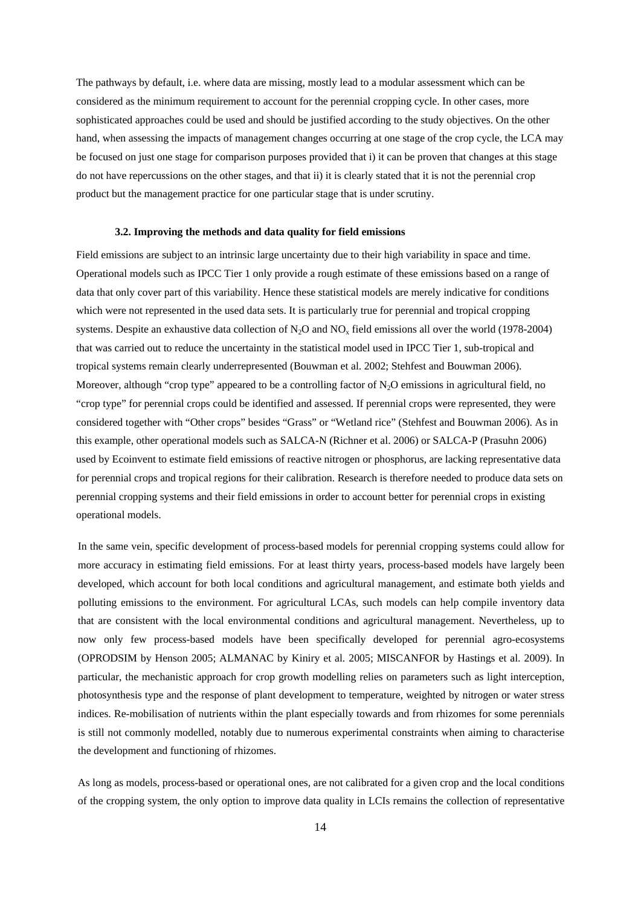The pathways by default, i.e. where data are missing, mostly lead to a modular assessment which can be considered as the minimum requirement to account for the perennial cropping cycle. In other cases, more sophisticated approaches could be used and should be justified according to the study objectives. On the other hand, when assessing the impacts of management changes occurring at one stage of the crop cycle, the LCA may be focused on just one stage for comparison purposes provided that i) it can be proven that changes at this stage do not have repercussions on the other stages, and that ii) it is clearly stated that it is not the perennial crop product but the management practice for one particular stage that is under scrutiny.

### 3.2. Improving the methods and data quality for field emissions

Field emissions are subject to an intrinsic large uncertainty due to their high variability in space and time. Operational models such as IPCC Tier 1 only provide a rough estimate of these emissions based on a range of data that only cover part of this variability. Hence these statistical models are merely indicative for conditions which were not represented in the used data sets. It is particularly true for perennial and tropical cropping systems. Despite an exhaustive data collection of $N_2O$ and $NO_x$ field emissions all over the world (1978-2004) that was carried out to reduce the uncertainty in the statistical model used in IPCC Tier 1, sub-tropical and tropical systems remain clearly underrepresented (Bouwman et al. 2002; Stehfest and Bouwman 2006). Moreover, although "crop type" appeared to be a controlling factor of $N_2O$ emissions in agricultural field, no "crop type" for perennial crops could be identified and assessed. If perennial crops were represented, they were considered together with "Other crops" besides "Grass" or "Wetland rice" (Stehfest and Bouwman 2006). As in this example, other operational models such as SALCA-N (Richner et al. 2006) or SALCA-P (Prasuhn 2006) used by Ecoinvent to estimate field emissions of reactive nitrogen or phosphorus, are lacking representative data for perennial crops and tropical regions for their calibration. Research is therefore needed to produce data sets on perennial cropping systems and their field emissions in order to account better for perennial crops in existing operational models.

In the same vein, specific development of process-based models for perennial cropping systems could allow for more accuracy in estimating field emissions. For at least thirty years, process-based models have largely been developed, which account for both local conditions and agricultural management, and estimate both yields and polluting emissions to the environment. For agricultural LCAs, such models can help compile inventory data that are consistent with the local environmental conditions and agricultural management. Nevertheless, up to now only few process-based models have been specifically developed for perennial agro-ecosystems (OPRODSIM by Henson 2005; ALMANAC by Kiniry et al. 2005; MISCANFOR by Hastings et al. 2009). In particular, the mechanistic approach for crop growth modelling relies on parameters such as light interception, photosynthesis type and the response of plant development to temperature, weighted by nitrogen or water stress indices. Re-mobilisation of nutrients within the plant especially towards and from rhizomes for some perennials is still not commonly modelled, notably due to numerous experimental constraints when aiming to characterise the development and functioning of rhizomes.

As long as models, process-based or operational ones, are not calibrated for a given crop and the local conditions of the cropping system, the only option to improve data quality in LCIs remains the collection of representative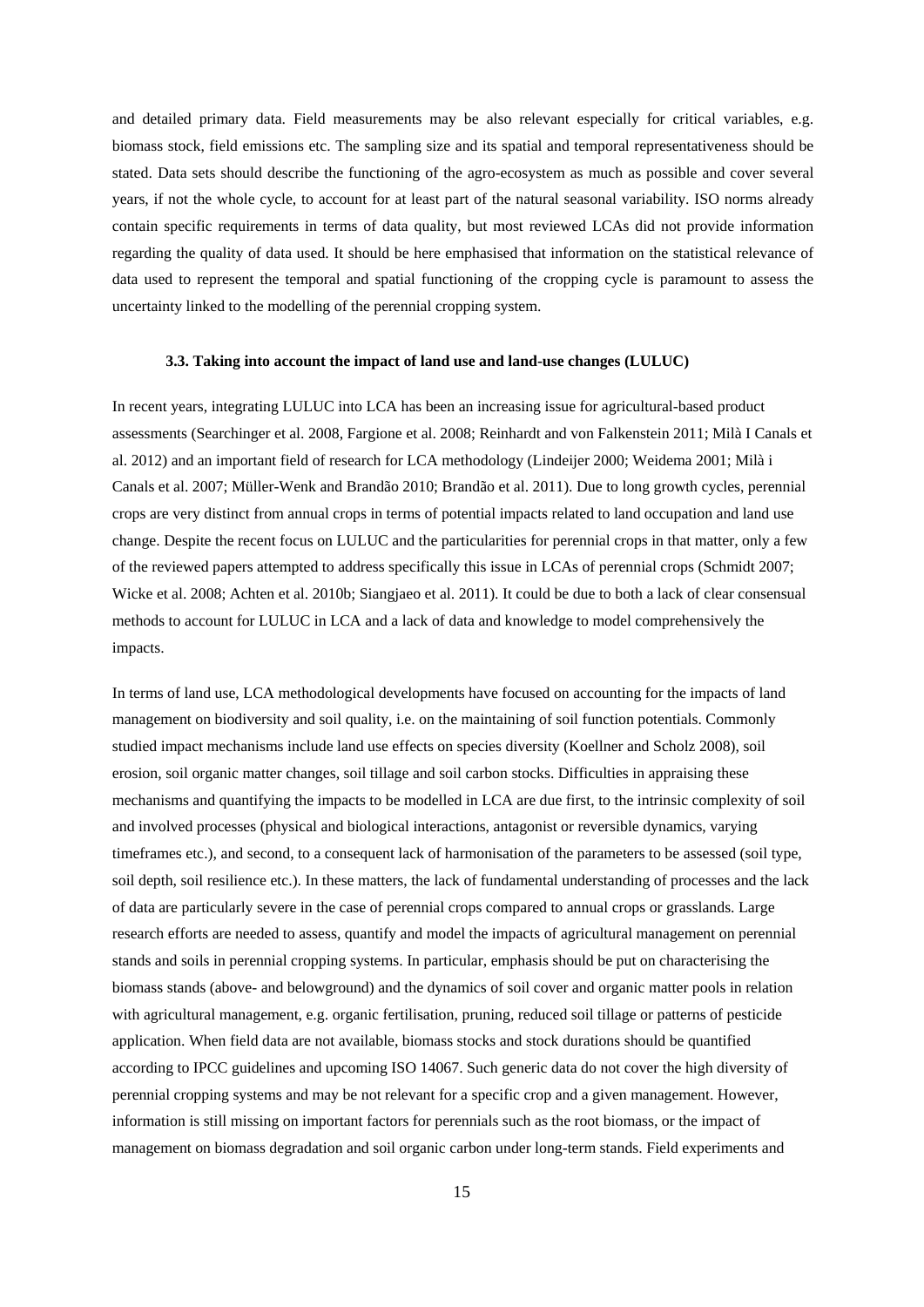and detailed primary data. Field measurements may be also relevant especially for critical variables, e.g. biomass stock, field emissions etc. The sampling size and its spatial and temporal representativeness should be stated. Data sets should describe the functioning of the agro-ecosystem as much as possible and cover several years, if not the whole cycle, to account for at least part of the natural seasonal variability. ISO norms already contain specific requirements in terms of data quality, but most reviewed LCAs did not provide information regarding the quality of data used. It should be here emphasised that information on the statistical relevance of data used to represent the temporal and spatial functioning of the cropping cycle is paramount to assess the uncertainty linked to the modelling of the perennial cropping system.

### 3.3. Taking into account the impact of land use and land-use changes (LULUC)

In recent years, integrating LULUC into LCA has been an increasing issue for agricultural-based product assessments (Searchinger et al. 2008, Fargione et al. 2008; Reinhardt and von Falkenstein 2011; Milà I Canals et al. 2012) and an important field of research for LCA methodology (Lindeijer 2000; Weidema 2001; Milà i Canals et al. 2007; Müller-Wenk and Brandão 2010; Brandão et al. 2011). Due to long growth cycles, perennial crops are very distinct from annual crops in terms of potential impacts related to land occupation and land use change. Despite the recent focus on LULUC and the particularities for perennial crops in that matter, only a few of the reviewed papers attempted to address specifically this issue in LCAs of perennial crops (Schmidt 2007; Wicke et al. 2008; Achten et al. 2010b; Siangjaeo et al. 2011). It could be due to both a lack of clear consensual methods to account for LULUC in LCA and a lack of data and knowledge to model comprehensively the impacts.

In terms of land use, LCA methodological developments have focused on accounting for the impacts of land management on biodiversity and soil quality, i.e. on the maintaining of soil function potentials. Commonly studied impact mechanisms include land use effects on species diversity (Koellner and Scholz 2008), soil erosion, soil organic matter changes, soil tillage and soil carbon stocks. Difficulties in appraising these mechanisms and quantifying the impacts to be modelled in LCA are due first, to the intrinsic complexity of soil and involved processes (physical and biological interactions, antagonist or reversible dynamics, varying timeframes etc.), and second, to a consequent lack of harmonisation of the parameters to be assessed (soil type, soil depth, soil resilience etc.). In these matters, the lack of fundamental understanding of processes and the lack of data are particularly severe in the case of perennial crops compared to annual crops or grasslands. Large research efforts are needed to assess, quantify and model the impacts of agricultural management on perennial stands and soils in perennial cropping systems. In particular, emphasis should be put on characterising the biomass stands (above- and belowground) and the dynamics of soil cover and organic matter pools in relation with agricultural management, e.g. organic fertilisation, pruning, reduced soil tillage or patterns of pesticide application. When field data are not available, biomass stocks and stock durations should be quantified according to IPCC guidelines and upcoming ISO 14067. Such generic data do not cover the high diversity of perennial cropping systems and may be not relevant for a specific crop and a given management. However, information is still missing on important factors for perennials such as the root biomass, or the impact of management on biomass degradation and soil organic carbon under long-term stands. Field experiments and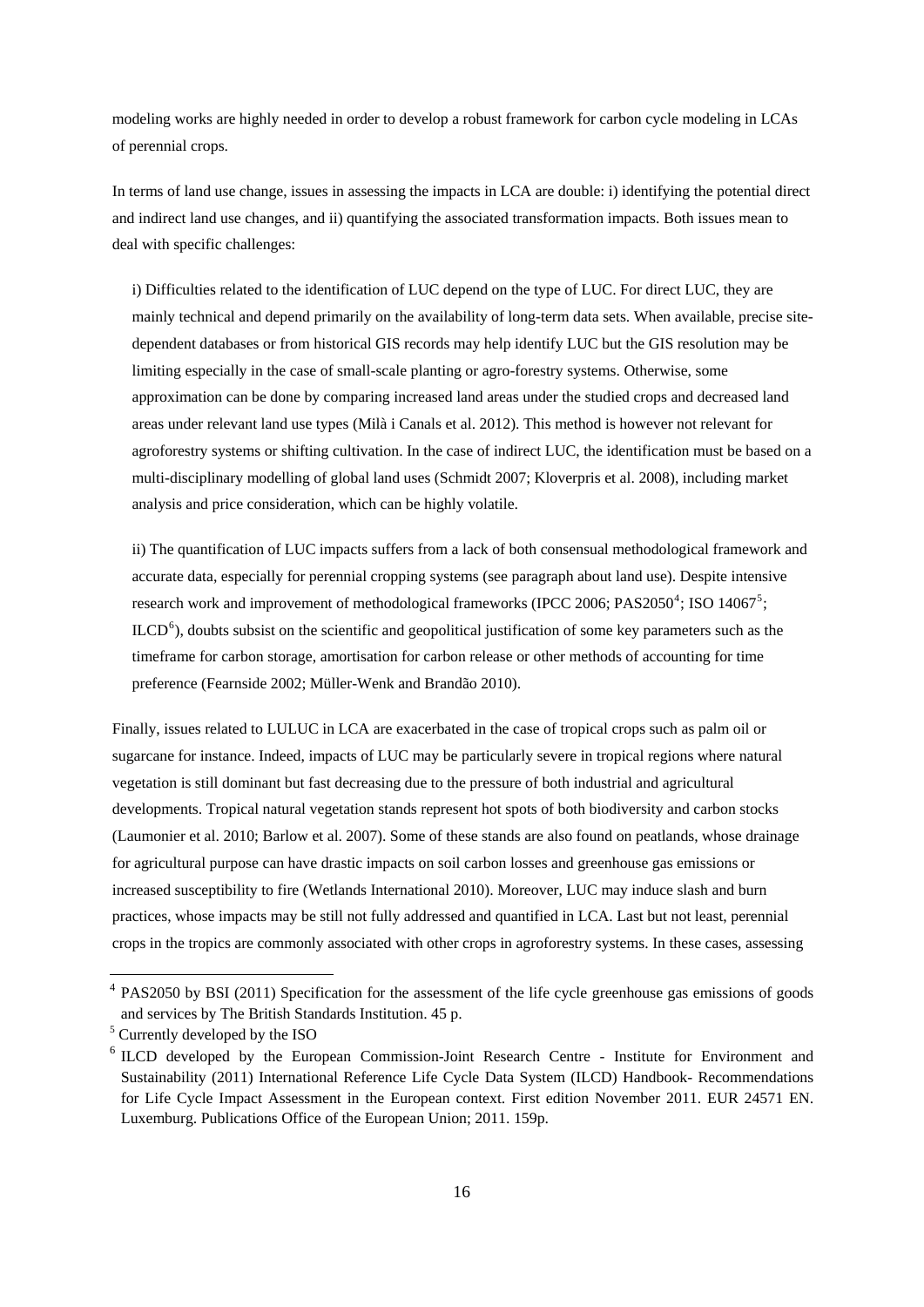modeling works are highly needed in order to develop a robust framework for carbon cycle modeling in LCAs of perennial crops.

In terms of land use change, issues in assessing the impacts in LCA are double: i) identifying the potential direct and indirect land use changes, and ii) quantifying the associated transformation impacts. Both issues mean to deal with specific challenges:

i) Difficulties related to the identification of LUC depend on the type of LUC. For direct LUC, they are mainly technical and depend primarily on the availability of long-term data sets. When available, precise site-dependent databases or from historical GIS records may help identify LUC but the GIS resolution may be limiting especially in the case of small-scale planting or agro-forestry systems. Otherwise, some approximation can be done by comparing increased land areas under the studied crops and decreased land areas under relevant land use types (Milà i Canals et al. 2012). This method is however not relevant for agroforestry systems or shifting cultivation. In the case of indirect LUC, the identification must be based on a multi-disciplinary modelling of global land uses (Schmidt 2007; Kloverpris et al. 2008), including market analysis and price consideration, which can be highly volatile.

ii) The quantification of LUC impacts suffers from a lack of both consensual methodological framework and accurate data, especially for perennial cropping systems (see paragraph about land use). Despite intensive research work and improvement of methodological frameworks (IPCC 2006; PAS2050[4]; ISO 14067[5]; ILCD[6]), doubts subsist on the scientific and geopolitical justification of some key parameters such as the timeframe for carbon storage, amortisation for carbon release or other methods of accounting for time preference (Fearnside 2002; Müller-Wenk and Brandão 2010).

Finally, issues related to LULUC in LCA are exacerbated in the case of tropical crops such as palm oil or sugarcane for instance. Indeed, impacts of LUC may be particularly severe in tropical regions where natural vegetation is still dominant but fast decreasing due to the pressure of both industrial and agricultural developments. Tropical natural vegetation stands represent hot spots of both biodiversity and carbon stocks (Laumonier et al. 2010; Barlow et al. 2007). Some of these stands are also found on peatlands, whose drainage for agricultural purpose can have drastic impacts on soil carbon losses and greenhouse gas emissions or increased susceptibility to fire (Wetlands International 2010). Moreover, LUC may induce slash and burn practices, whose impacts may be still not fully addressed and quantified in LCA. Last but not least, perennial crops in the tropics are commonly associated with other crops in agroforestry systems. In these cases, assessing

---

[4] PAS2050 by BSI (2011) Specification for the assessment of the life cycle greenhouse gas emissions of goods and services by The British Standards Institution. 45 p.

[5] Currently developed by the ISO

[6] ILCD developed by the European Commission-Joint Research Centre - Institute for Environment and Sustainability (2011) International Reference Life Cycle Data System (ILCD) Handbook- Recommendations for Life Cycle Impact Assessment in the European context. First edition November 2011. EUR 24571 EN. Luxemburg. Publications Office of the European Union; 2011. 159p.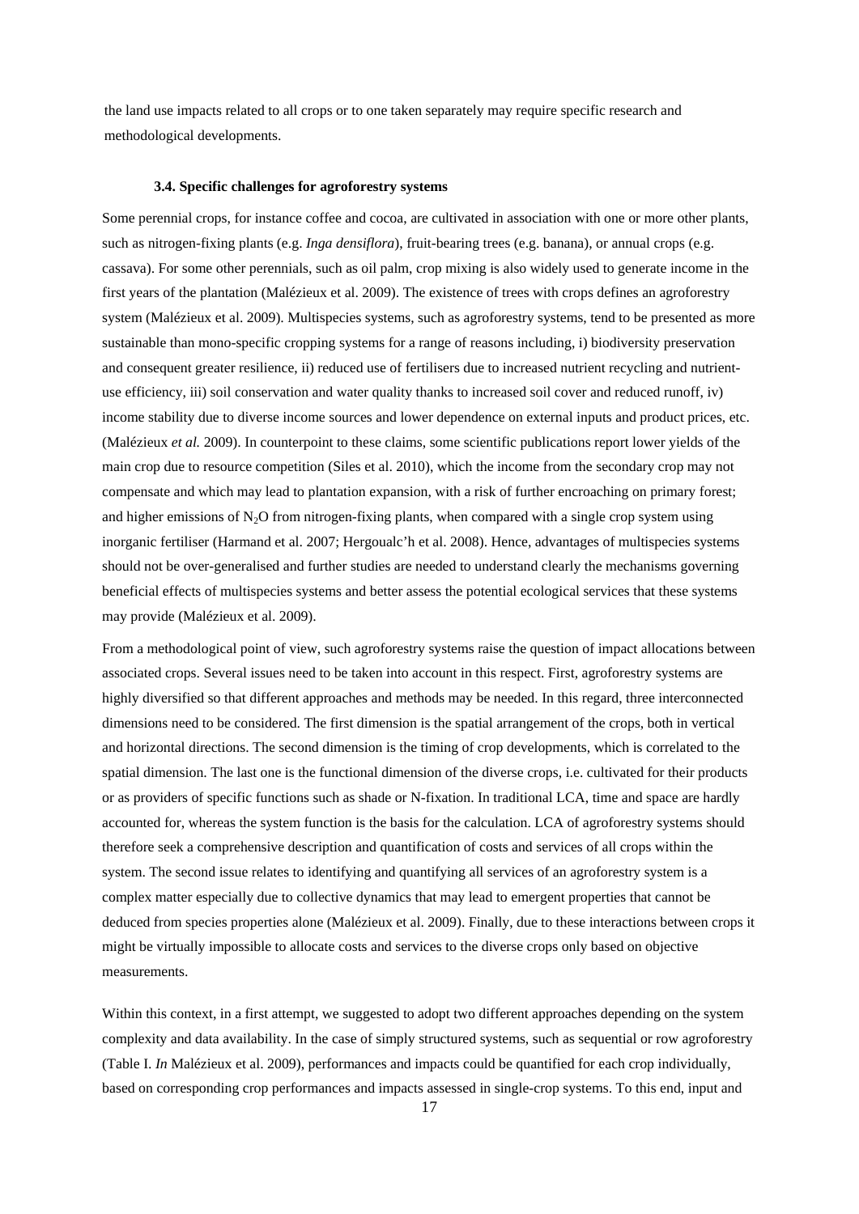the land use impacts related to all crops or to one taken separately may require specific research and methodological developments.

### 3.4. Specific challenges for agroforestry systems

Some perennial crops, for instance coffee and cocoa, are cultivated in association with one or more other plants, such as nitrogen-fixing plants (e.g. *Inga densiflora*), fruit-bearing trees (e.g. banana), or annual crops (e.g. cassava). For some other perennials, such as oil palm, crop mixing is also widely used to generate income in the first years of the plantation (Malézieux et al. 2009). The existence of trees with crops defines an agroforestry system (Malézieux et al. 2009). Multispecies systems, such as agroforestry systems, tend to be presented as more sustainable than mono-specific cropping systems for a range of reasons including, i) biodiversity preservation and consequent greater resilience, ii) reduced use of fertilisers due to increased nutrient recycling and nutrient-use efficiency, iii) soil conservation and water quality thanks to increased soil cover and reduced runoff, iv) income stability due to diverse income sources and lower dependence on external inputs and product prices, etc. (Malézieux *et al.* 2009). In counterpoint to these claims, some scientific publications report lower yields of the main crop due to resource competition (Siles et al. 2010), which the income from the secondary crop may not compensate and which may lead to plantation expansion, with a risk of further encroaching on primary forest; and higher emissions of $N_2O$ from nitrogen-fixing plants, when compared with a single crop system using inorganic fertiliser (Harmand et al. 2007; Hergoualc'h et al. 2008). Hence, advantages of multispecies systems should not be over-generalised and further studies are needed to understand clearly the mechanisms governing beneficial effects of multispecies systems and better assess the potential ecological services that these systems may provide (Malézieux et al. 2009).

From a methodological point of view, such agroforestry systems raise the question of impact allocations between associated crops. Several issues need to be taken into account in this respect. First, agroforestry systems are highly diversified so that different approaches and methods may be needed. In this regard, three interconnected dimensions need to be considered. The first dimension is the spatial arrangement of the crops, both in vertical and horizontal directions. The second dimension is the timing of crop developments, which is correlated to the spatial dimension. The last one is the functional dimension of the diverse crops, i.e. cultivated for their products or as providers of specific functions such as shade or N-fixation. In traditional LCA, time and space are hardly accounted for, whereas the system function is the basis for the calculation. LCA of agroforestry systems should therefore seek a comprehensive description and quantification of costs and services of all crops within the system. The second issue relates to identifying and quantifying all services of an agroforestry system is a complex matter especially due to collective dynamics that may lead to emergent properties that cannot be deduced from species properties alone (Malézieux et al. 2009). Finally, due to these interactions between crops it might be virtually impossible to allocate costs and services to the diverse crops only based on objective measurements.

Within this context, in a first attempt, we suggested to adopt two different approaches depending on the system complexity and data availability. In the case of simply structured systems, such as sequential or row agroforestry (Table I. *In* Malézieux et al. 2009), performances and impacts could be quantified for each crop individually, based on corresponding crop performances and impacts assessed in single-crop systems. To this end, input and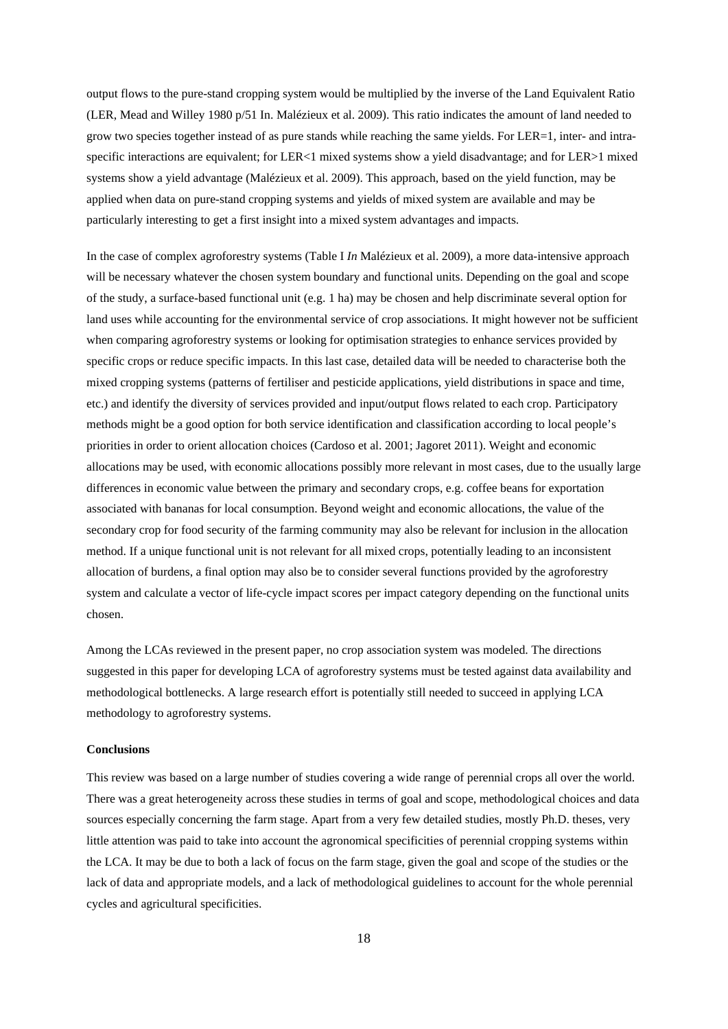output flows to the pure-stand cropping system would be multiplied by the inverse of the Land Equivalent Ratio (LER, Mead and Willey 1980 p/51 In. Malézieux et al. 2009). This ratio indicates the amount of land needed to grow two species together instead of as pure stands while reaching the same yields. For LER=1, inter- and intra-specific interactions are equivalent; for LER<1 mixed systems show a yield disadvantage; and for LER>1 mixed systems show a yield advantage (Malézieux et al. 2009). This approach, based on the yield function, may be applied when data on pure-stand cropping systems and yields of mixed system are available and may be particularly interesting to get a first insight into a mixed system advantages and impacts.

In the case of complex agroforestry systems (Table I *In* Malézieux et al. 2009), a more data-intensive approach will be necessary whatever the chosen system boundary and functional units. Depending on the goal and scope of the study, a surface-based functional unit (e.g. 1 ha) may be chosen and help discriminate several option for land uses while accounting for the environmental service of crop associations. It might however not be sufficient when comparing agroforestry systems or looking for optimisation strategies to enhance services provided by specific crops or reduce specific impacts. In this last case, detailed data will be needed to characterise both the mixed cropping systems (patterns of fertiliser and pesticide applications, yield distributions in space and time, etc.) and identify the diversity of services provided and input/output flows related to each crop. Participatory methods might be a good option for both service identification and classification according to local people's priorities in order to orient allocation choices (Cardoso et al. 2001; Jagoret 2011). Weight and economic allocations may be used, with economic allocations possibly more relevant in most cases, due to the usually large differences in economic value between the primary and secondary crops, e.g. coffee beans for exportation associated with bananas for local consumption. Beyond weight and economic allocations, the value of the secondary crop for food security of the farming community may also be relevant for inclusion in the allocation method. If a unique functional unit is not relevant for all mixed crops, potentially leading to an inconsistent allocation of burdens, a final option may also be to consider several functions provided by the agroforestry system and calculate a vector of life-cycle impact scores per impact category depending on the functional units chosen.

Among the LCAs reviewed in the present paper, no crop association system was modeled. The directions suggested in this paper for developing LCA of agroforestry systems must be tested against data availability and methodological bottlenecks. A large research effort is potentially still needed to succeed in applying LCA methodology to agroforestry systems.

#### Conclusions

This review was based on a large number of studies covering a wide range of perennial crops all over the world. There was a great heterogeneity across these studies in terms of goal and scope, methodological choices and data sources especially concerning the farm stage. Apart from a very few detailed studies, mostly Ph.D. theses, very little attention was paid to take into account the agronomical specificities of perennial cropping systems within the LCA. It may be due to both a lack of focus on the farm stage, given the goal and scope of the studies or the lack of data and appropriate models, and a lack of methodological guidelines to account for the whole perennial cycles and agricultural specificities.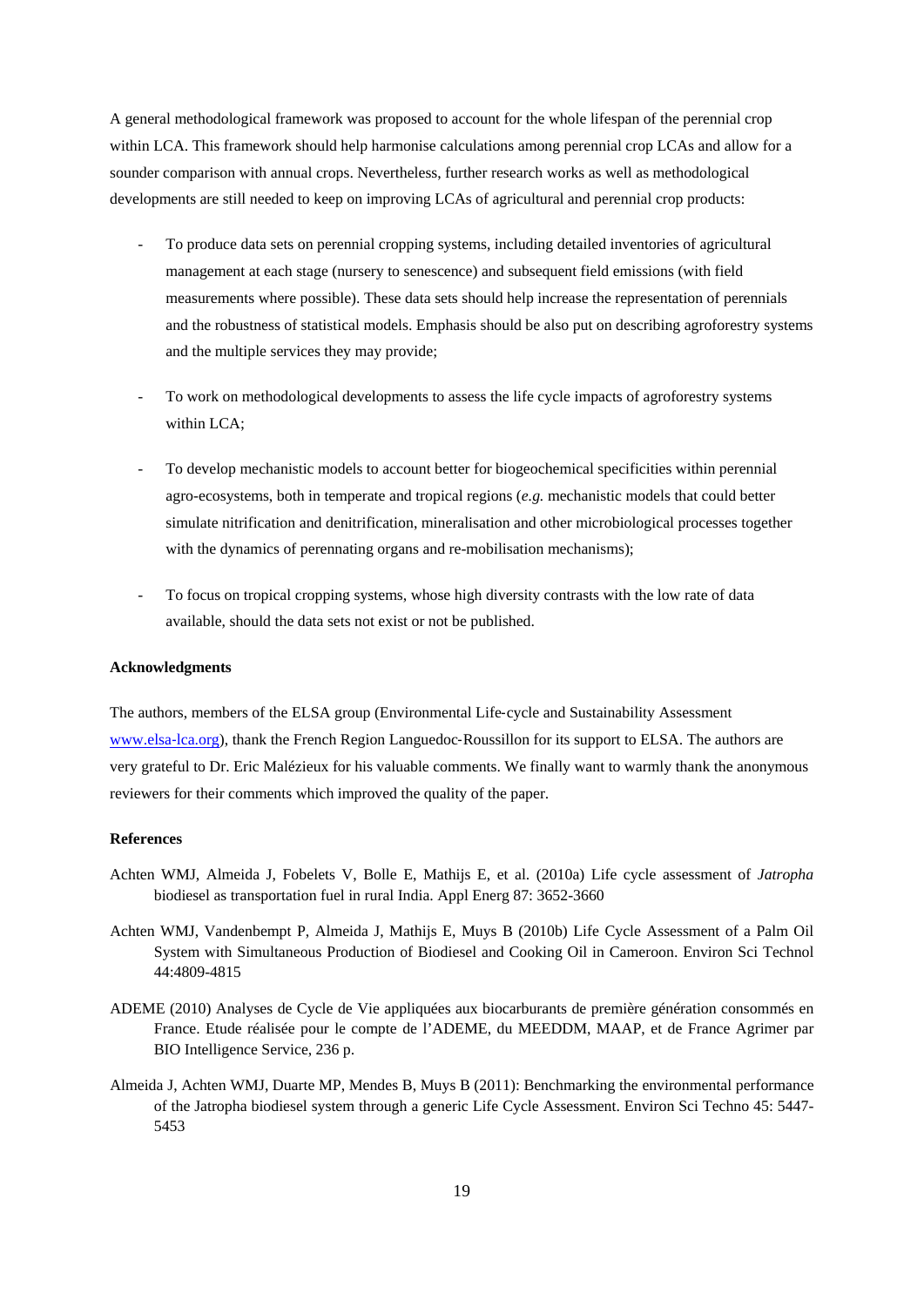A general methodological framework was proposed to account for the whole lifespan of the perennial crop within LCA. This framework should help harmonise calculations among perennial crop LCAs and allow for a sounder comparison with annual crops. Nevertheless, further research works as well as methodological developments are still needed to keep on improving LCAs of agricultural and perennial crop products:

- To produce data sets on perennial cropping systems, including detailed inventories of agricultural management at each stage (nursery to senescence) and subsequent field emissions (with field measurements where possible). These data sets should help increase the representation of perennials and the robustness of statistical models. Emphasis should be also put on describing agroforestry systems and the multiple services they may provide;

- To work on methodological developments to assess the life cycle impacts of agroforestry systems within LCA;

- To develop mechanistic models to account better for biogeochemical specificities within perennial agro-ecosystems, both in temperate and tropical regions (*e.g.* mechanistic models that could better simulate nitrification and denitrification, mineralisation and other microbiological processes together with the dynamics of perennating organs and re-mobilisation mechanisms);

- To focus on tropical cropping systems, whose high diversity contrasts with the low rate of data available, should the data sets not exist or not be published.

**Acknowledgments**

The authors, members of the ELSA group (Environmental Life-cycle and Sustainability Assessment www.elsa-lca.org), thank the French Region Languedoc-Roussillon for its support to ELSA. The authors are very grateful to Dr. Eric Malézieux for his valuable comments. We finally want to warmly thank the anonymous reviewers for their comments which improved the quality of the paper.

**References**

Achten WMJ, Almeida J, Fobelets V, Bolle E, Mathijs E, et al. (2010a) Life cycle assessment of *Jatropha* biodiesel as transportation fuel in rural India. Appl Energ 87: 3652-3660

Achten WMJ, Vandenbempt P, Almeida J, Mathijs E, Muys B (2010b) Life Cycle Assessment of a Palm Oil System with Simultaneous Production of Biodiesel and Cooking Oil in Cameroon. Environ Sci Technol 44:4809-4815

ADEME (2010) Analyses de Cycle de Vie appliquées aux biocarburants de première génération consommés en France. Etude réalisée pour le compte de l'ADEME, du MEEDDM, MAAP, et de France Agrimer par BIO Intelligence Service, 236 p.

Almeida J, Achten WMJ, Duarte MP, Mendes B, Muys B (2011): Benchmarking the environmental performance of the Jatropha biodiesel system through a generic Life Cycle Assessment. Environ Sci Techno 45: 5447-5453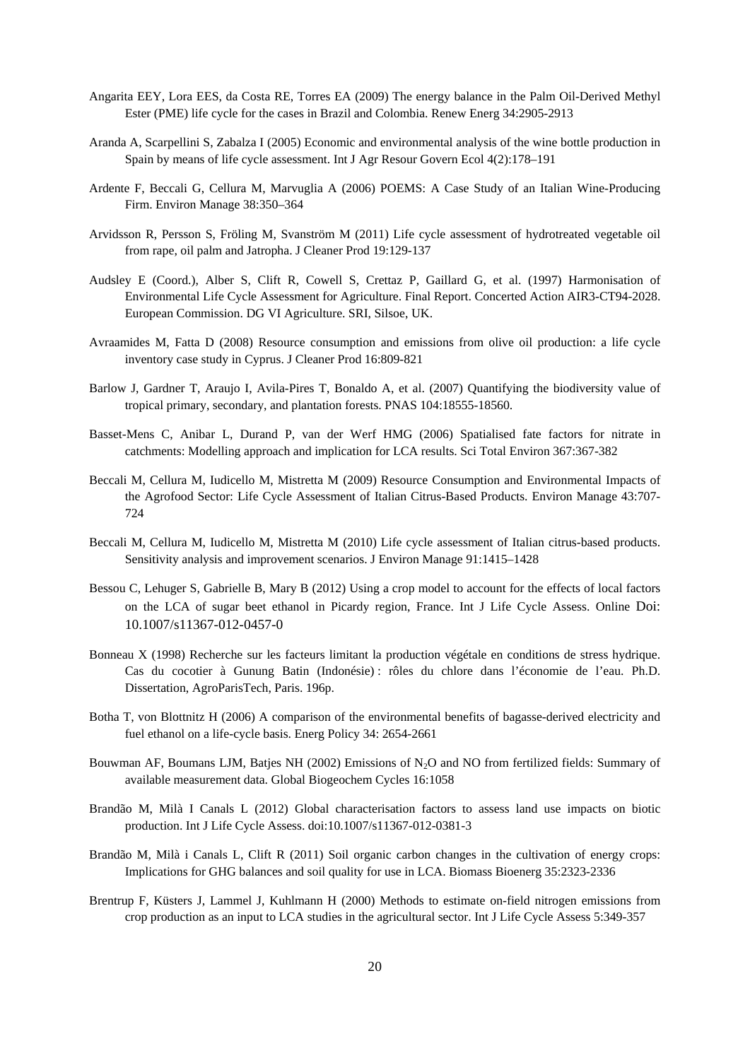Angarita EEY, Lora EES, da Costa RE, Torres EA (2009) The energy balance in the Palm Oil-Derived Methyl Ester (PME) life cycle for the cases in Brazil and Colombia. Renew Energ 34:2905-2913

Aranda A, Scarpellini S, Zabalza I (2005) Economic and environmental analysis of the wine bottle production in Spain by means of life cycle assessment. Int J Agr Resour Govern Ecol 4(2):178–191

Ardente F, Beccali G, Cellura M, Marvuglia A (2006) POEMS: A Case Study of an Italian Wine-Producing Firm. Environ Manage 38:350–364

Arvidsson R, Persson S, Fröling M, Svanström M (2011) Life cycle assessment of hydrotreated vegetable oil from rape, oil palm and Jatropha. J Cleaner Prod 19:129-137

Audsley E (Coord.), Alber S, Clift R, Cowell S, Crettaz P, Gaillard G, et al. (1997) Harmonisation of Environmental Life Cycle Assessment for Agriculture. Final Report. Concerted Action AIR3-CT94-2028. European Commission. DG VI Agriculture. SRI, Silsoe, UK.

Avraamides M, Fatta D (2008) Resource consumption and emissions from olive oil production: a life cycle inventory case study in Cyprus. J Cleaner Prod 16:809-821

Barlow J, Gardner T, Araujo I, Avila-Pires T, Bonaldo A, et al. (2007) Quantifying the biodiversity value of tropical primary, secondary, and plantation forests. PNAS 104:18555-18560.

Basset-Mens C, Anibar L, Durand P, van der Werf HMG (2006) Spatialised fate factors for nitrate in catchments: Modelling approach and implication for LCA results. Sci Total Environ 367:367-382

Beccali M, Cellura M, Iudicello M, Mistretta M (2009) Resource Consumption and Environmental Impacts of the Agrofood Sector: Life Cycle Assessment of Italian Citrus-Based Products. Environ Manage 43:707-724

Beccali M, Cellura M, Iudicello M, Mistretta M (2010) Life cycle assessment of Italian citrus-based products. Sensitivity analysis and improvement scenarios. J Environ Manage 91:1415–1428

Bessou C, Lehuger S, Gabrielle B, Mary B (2012) Using a crop model to account for the effects of local factors on the LCA of sugar beet ethanol in Picardy region, France. Int J Life Cycle Assess. Online Doi: 10.1007/s11367-012-0457-0

Bonneau X (1998) Recherche sur les facteurs limitant la production végétale en conditions de stress hydrique. Cas du cocotier à Gunung Batin (Indonésie) : rôles du chlore dans l'économie de l'eau. Ph.D. Dissertation, AgroParisTech, Paris. 196p.

Botha T, von Blottnitz H (2006) A comparison of the environmental benefits of bagasse-derived electricity and fuel ethanol on a life-cycle basis. Energ Policy 34: 2654-2661

Bouwman AF, Boumans LJM, Batjes NH (2002) Emissions of $N_2O$ and NO from fertilized fields: Summary of available measurement data. Global Biogeochem Cycles 16:1058

Brandão M, Milà I Canals L (2012) Global characterisation factors to assess land use impacts on biotic production. Int J Life Cycle Assess. doi:10.1007/s11367-012-0381-3

Brandão M, Milà i Canals L, Clift R (2011) Soil organic carbon changes in the cultivation of energy crops: Implications for GHG balances and soil quality for use in LCA. Biomass Bioenerg 35:2323-2336

Brentrup F, Küsters J, Lammel J, Kuhlmann H (2000) Methods to estimate on-field nitrogen emissions from crop production as an input to LCA studies in the agricultural sector. Int J Life Cycle Assess 5:349-357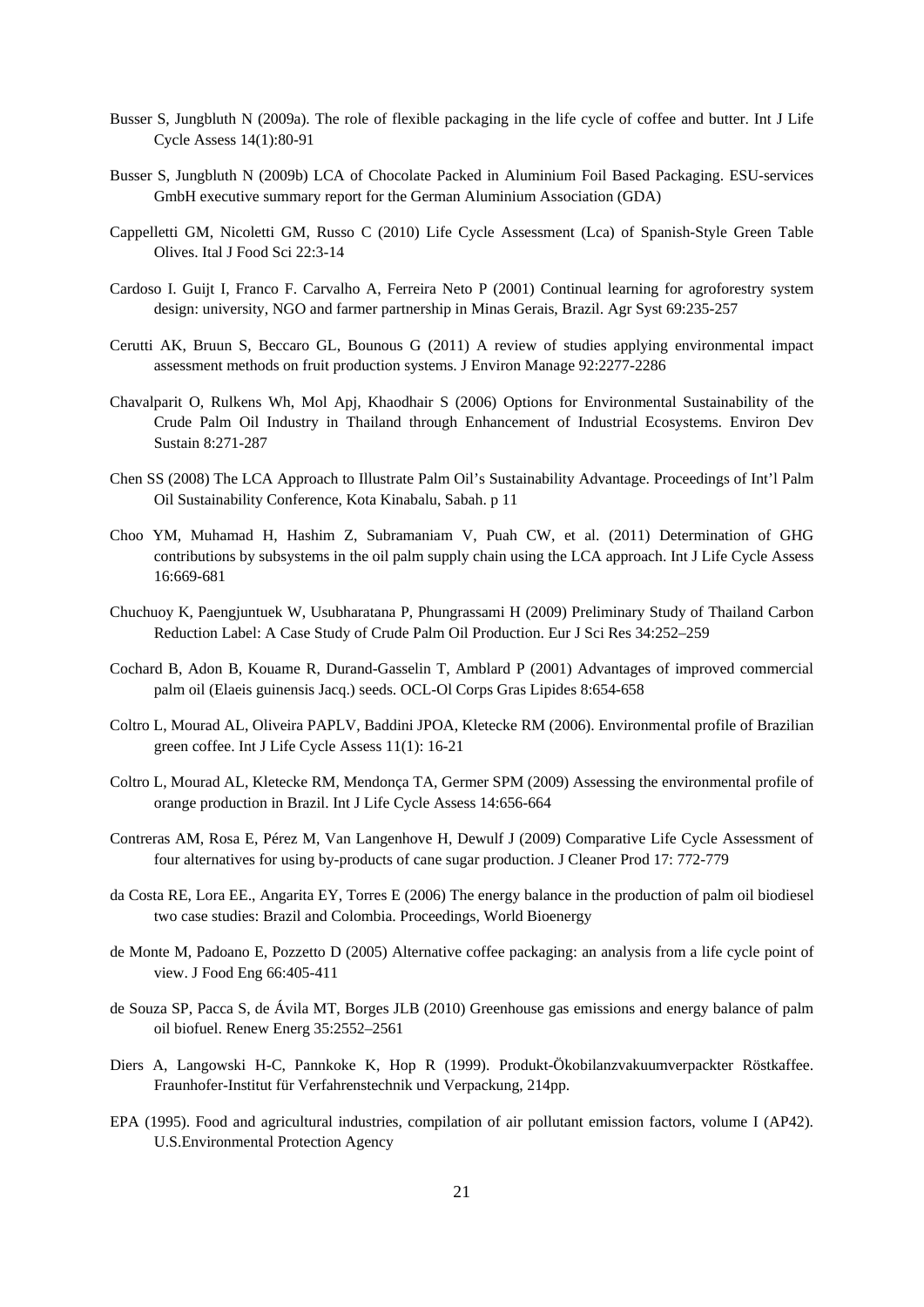Busser S, Jungbluth N (2009a). The role of flexible packaging in the life cycle of coffee and butter. Int J Life Cycle Assess 14(1):80-91

Busser S, Jungbluth N (2009b) LCA of Chocolate Packed in Aluminium Foil Based Packaging. ESU-services GmbH executive summary report for the German Aluminium Association (GDA)

Cappelletti GM, Nicoletti GM, Russo C (2010) Life Cycle Assessment (Lca) of Spanish-Style Green Table Olives. Ital J Food Sci 22:3-14

Cardoso I. Guijt I, Franco F. Carvalho A, Ferreira Neto P (2001) Continual learning for agroforestry system design: university, NGO and farmer partnership in Minas Gerais, Brazil. Agr Syst 69:235-257

Cerutti AK, Bruun S, Beccaro GL, Bounous G (2011) A review of studies applying environmental impact assessment methods on fruit production systems. J Environ Manage 92:2277-2286

Chavalparit O, Rulkens Wh, Mol Apj, Khaodhair S (2006) Options for Environmental Sustainability of the Crude Palm Oil Industry in Thailand through Enhancement of Industrial Ecosystems. Environ Dev Sustain 8:271-287

Chen SS (2008) The LCA Approach to Illustrate Palm Oil's Sustainability Advantage. Proceedings of Int'l Palm Oil Sustainability Conference, Kota Kinabalu, Sabah. p 11

Choo YM, Muhamad H, Hashim Z, Subramaniam V, Puah CW, et al. (2011) Determination of GHG contributions by subsystems in the oil palm supply chain using the LCA approach. Int J Life Cycle Assess 16:669-681

Chuchuoy K, Paengjuntuek W, Usubharatana P, Phungrassami H (2009) Preliminary Study of Thailand Carbon Reduction Label: A Case Study of Crude Palm Oil Production. Eur J Sci Res 34:252–259

Cochard B, Adon B, Kouame R, Durand-Gasselin T, Amblard P (2001) Advantages of improved commercial palm oil (Elaeis guinensis Jacq.) seeds. OCL-Ol Corps Gras Lipides 8:654-658

Coltro L, Mourad AL, Oliveira PAPLV, Baddini JPOA, Kletecke RM (2006). Environmental profile of Brazilian green coffee. Int J Life Cycle Assess 11(1): 16-21

Coltro L, Mourad AL, Kletecke RM, Mendonça TA, Germer SPM (2009) Assessing the environmental profile of orange production in Brazil. Int J Life Cycle Assess 14:656-664

Contreras AM, Rosa E, Pérez M, Van Langenhove H, Dewulf J (2009) Comparative Life Cycle Assessment of four alternatives for using by-products of cane sugar production. J Cleaner Prod 17: 772-779

da Costa RE, Lora EE., Angarita EY, Torres E (2006) The energy balance in the production of palm oil biodiesel two case studies: Brazil and Colombia. Proceedings, World Bioenergy

de Monte M, Padoano E, Pozzetto D (2005) Alternative coffee packaging: an analysis from a life cycle point of view. J Food Eng 66:405-411

de Souza SP, Pacca S, de Ávila MT, Borges JLB (2010) Greenhouse gas emissions and energy balance of palm oil biofuel. Renew Energ 35:2552–2561

Diers A, Langowski H-C, Pannkoke K, Hop R (1999). Produkt-Ökobilanzvakuumverpackter Röstkaffee. Fraunhofer-Institut für Verfahrenstechnik und Verpackung, 214pp.

EPA (1995). Food and agricultural industries, compilation of air pollutant emission factors, volume I (AP42). U.S.Environmental Protection Agency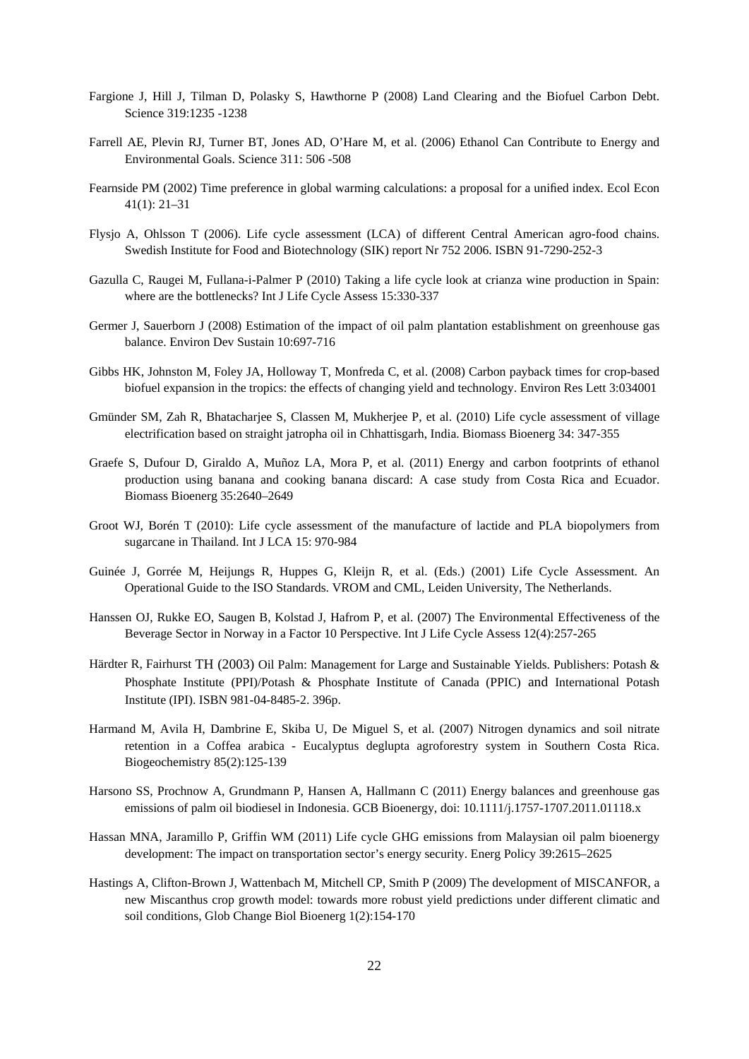Fargione J, Hill J, Tilman D, Polasky S, Hawthorne P (2008) Land Clearing and the Biofuel Carbon Debt. Science 319:1235 -1238

Farrell AE, Plevin RJ, Turner BT, Jones AD, O'Hare M, et al. (2006) Ethanol Can Contribute to Energy and Environmental Goals. Science 311: 506 -508

Fearnside PM (2002) Time preference in global warming calculations: a proposal for a unified index. Ecol Econ 41(1): 21–31

Flysjo A, Ohlsson T (2006). Life cycle assessment (LCA) of different Central American agro-food chains. Swedish Institute for Food and Biotechnology (SIK) report Nr 752 2006. ISBN 91-7290-252-3

Gazulla C, Raugei M, Fullana-i-Palmer P (2010) Taking a life cycle look at crianza wine production in Spain: where are the bottlenecks? Int J Life Cycle Assess 15:330-337

Germer J, Sauerborn J (2008) Estimation of the impact of oil palm plantation establishment on greenhouse gas balance. Environ Dev Sustain 10:697-716

Gibbs HK, Johnston M, Foley JA, Holloway T, Monfreda C, et al. (2008) Carbon payback times for crop-based biofuel expansion in the tropics: the effects of changing yield and technology. Environ Res Lett 3:034001

Gmünder SM, Zah R, Bhatacharjee S, Classen M, Mukherjee P, et al. (2010) Life cycle assessment of village electrification based on straight jatropha oil in Chhattisgarh, India. Biomass Bioenerg 34: 347-355

Graefe S, Dufour D, Giraldo A, Muñoz LA, Mora P, et al. (2011) Energy and carbon footprints of ethanol production using banana and cooking banana discard: A case study from Costa Rica and Ecuador. Biomass Bioenerg 35:2640–2649

Groot WJ, Borén T (2010): Life cycle assessment of the manufacture of lactide and PLA biopolymers from sugarcane in Thailand. Int J LCA 15: 970-984

Guinée J, Gorrée M, Heijungs R, Huppes G, Kleijn R, et al. (Eds.) (2001) Life Cycle Assessment. An Operational Guide to the ISO Standards. VROM and CML, Leiden University, The Netherlands.

Hanssen OJ, Rukke EO, Saugen B, Kolstad J, Hafrom P, et al. (2007) The Environmental Effectiveness of the Beverage Sector in Norway in a Factor 10 Perspective. Int J Life Cycle Assess 12(4):257-265

Härdter R, Fairhurst TH (2003) Oil Palm: Management for Large and Sustainable Yields. Publishers: Potash & Phosphate Institute (PPI)/Potash & Phosphate Institute of Canada (PPIC) and International Potash Institute (IPI). ISBN 981-04-8485-2. 396p.

Harmand M, Avila H, Dambrine E, Skiba U, De Miguel S, et al. (2007) Nitrogen dynamics and soil nitrate retention in a Coffea arabica - Eucalyptus deglupta agroforestry system in Southern Costa Rica. Biogeochemistry 85(2):125-139

Harsono SS, Prochnow A, Grundmann P, Hansen A, Hallmann C (2011) Energy balances and greenhouse gas emissions of palm oil biodiesel in Indonesia. GCB Bioenergy, doi: 10.1111/j.1757-1707.2011.01118.x

Hassan MNA, Jaramillo P, Griffin WM (2011) Life cycle GHG emissions from Malaysian oil palm bioenergy development: The impact on transportation sector's energy security. Energ Policy 39:2615–2625

Hastings A, Clifton-Brown J, Wattenbach M, Mitchell CP, Smith P (2009) The development of MISCANFOR, a new Miscanthus crop growth model: towards more robust yield predictions under different climatic and soil conditions, Glob Change Biol Bioenerg 1(2):154-170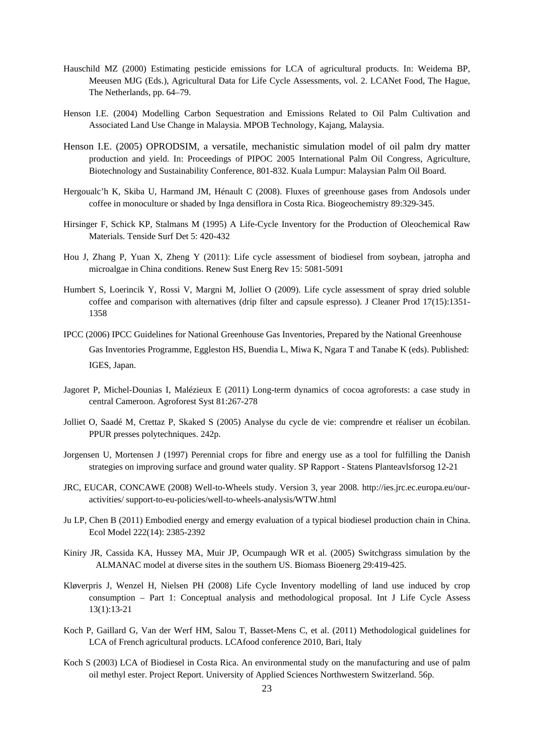Hauschild MZ (2000) Estimating pesticide emissions for LCA of agricultural products. In: Weidema BP, Meeusen MJG (Eds.), Agricultural Data for Life Cycle Assessments, vol. 2. LCANet Food, The Hague, The Netherlands, pp. 64–79.

Henson I.E. (2004) Modelling Carbon Sequestration and Emissions Related to Oil Palm Cultivation and Associated Land Use Change in Malaysia. MPOB Technology, Kajang, Malaysia.

Henson I.E. (2005) OPRODSIM, a versatile, mechanistic simulation model of oil palm dry matter production and yield. In: Proceedings of PIPOC 2005 International Palm Oil Congress, Agriculture, Biotechnology and Sustainability Conference, 801-832. Kuala Lumpur: Malaysian Palm Oil Board.

Hergoualc'h K, Skiba U, Harmand JM, Hénault C (2008). Fluxes of greenhouse gases from Andosols under coffee in monoculture or shaded by Inga densiflora in Costa Rica. Biogeochemistry 89:329-345.

Hirsinger F, Schick KP, Stalmans M (1995) A Life-Cycle Inventory for the Production of Oleochemical Raw Materials. Tenside Surf Det 5: 420-432

Hou J, Zhang P, Yuan X, Zheng Y (2011): Life cycle assessment of biodiesel from soybean, jatropha and microalgae in China conditions. Renew Sust Energ Rev 15: 5081-5091

Humbert S, Loerincik Y, Rossi V, Margni M, Jolliet O (2009). Life cycle assessment of spray dried soluble coffee and comparison with alternatives (drip filter and capsule espresso). J Cleaner Prod 17(15):1351-1358

IPCC (2006) IPCC Guidelines for National Greenhouse Gas Inventories, Prepared by the National Greenhouse Gas Inventories Programme, Eggleston HS, Buendia L, Miwa K, Ngara T and Tanabe K (eds). Published: IGES, Japan.

Jagoret P, Michel-Dounias I, Malézieux E (2011) Long-term dynamics of cocoa agroforests: a case study in central Cameroon. Agroforest Syst 81:267-278

Jolliet O, Saadé M, Crettaz P, Skaked S (2005) Analyse du cycle de vie: comprendre et réaliser un écobilan. PPUR presses polytechniques. 242p.

Jorgensen U, Mortensen J (1997) Perennial crops for fibre and energy use as a tool for fulfilling the Danish strategies on improving surface and ground water quality. SP Rapport - Statens Planteavlsforsog 12-21

JRC, EUCAR, CONCAWE (2008) Well-to-Wheels study. Version 3, year 2008. http://ies.jrc.ec.europa.eu/our-activities/ support-to-eu-policies/well-to-wheels-analysis/WTW.html

Ju LP, Chen B (2011) Embodied energy and emergy evaluation of a typical biodiesel production chain in China. Ecol Model 222(14): 2385-2392

Kiniry JR, Cassida KA, Hussey MA, Muir JP, Ocumpaugh WR et al. (2005) Switchgrass simulation by the ALMANAC model at diverse sites in the southern US. Biomass Bioenerg 29:419-425.

Kløverpris J, Wenzel H, Nielsen PH (2008) Life Cycle Inventory modelling of land use induced by crop consumption – Part 1: Conceptual analysis and methodological proposal. Int J Life Cycle Assess 13(1):13-21

Koch P, Gaillard G, Van der Werf HM, Salou T, Basset-Mens C, et al. (2011) Methodological guidelines for LCA of French agricultural products. LCAfood conference 2010, Bari, Italy

Koch S (2003) LCA of Biodiesel in Costa Rica. An environmental study on the manufacturing and use of palm oil methyl ester. Project Report. University of Applied Sciences Northwestern Switzerland. 56p.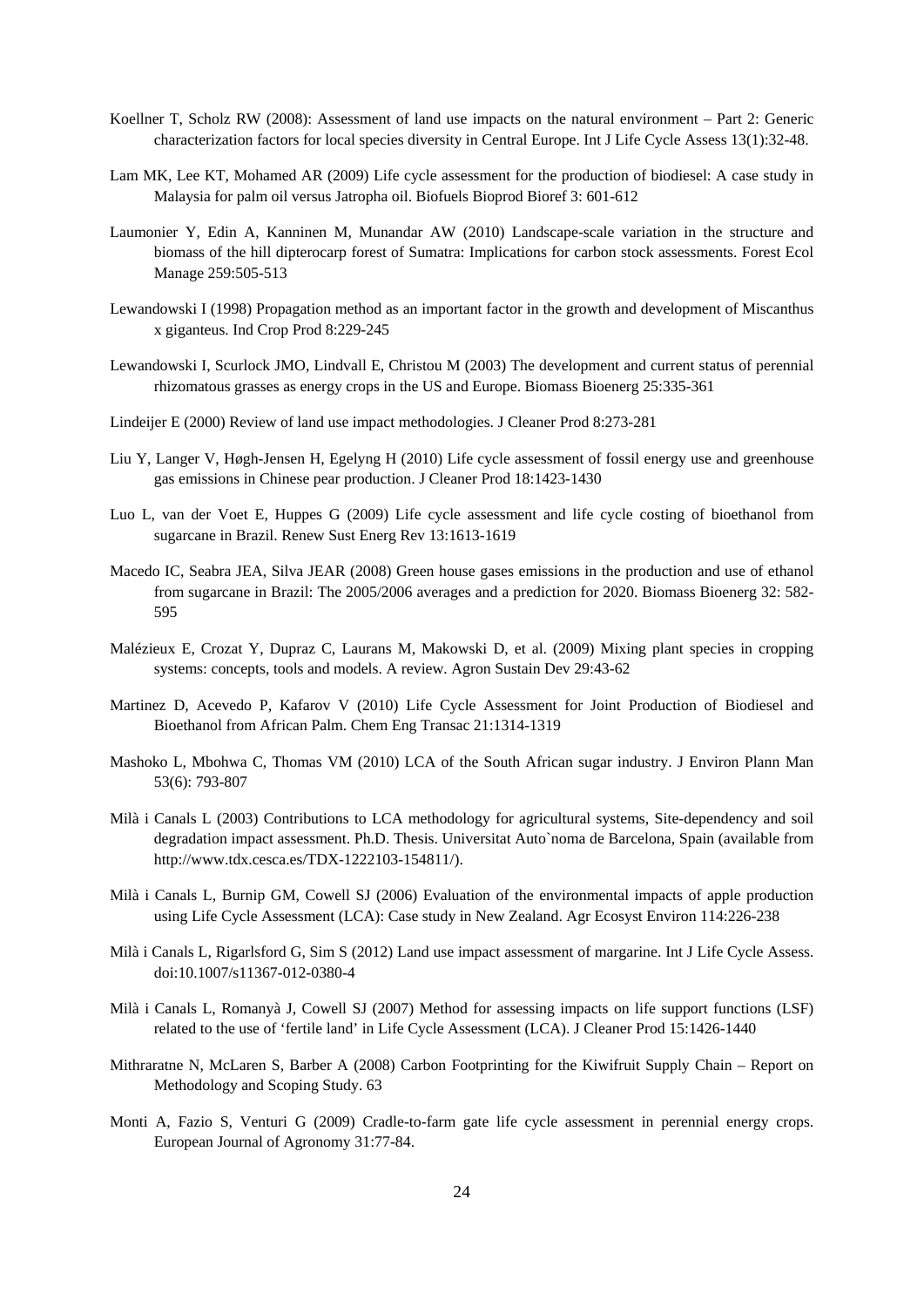Koellner T, Scholz RW (2008): Assessment of land use impacts on the natural environment – Part 2: Generic characterization factors for local species diversity in Central Europe. Int J Life Cycle Assess 13(1):32-48.

Lam MK, Lee KT, Mohamed AR (2009) Life cycle assessment for the production of biodiesel: A case study in Malaysia for palm oil versus Jatropha oil. Biofuels Bioprod Bioref 3: 601-612

Laumonier Y, Edin A, Kanninen M, Munandar AW (2010) Landscape-scale variation in the structure and biomass of the hill dipterocarp forest of Sumatra: Implications for carbon stock assessments. Forest Ecol Manage 259:505-513

Lewandowski I (1998) Propagation method as an important factor in the growth and development of Miscanthus x giganteus. Ind Crop Prod 8:229-245

Lewandowski I, Scurlock JMO, Lindvall E, Christou M (2003) The development and current status of perennial rhizomatous grasses as energy crops in the US and Europe. Biomass Bioenerg 25:335-361

Lindeijer E (2000) Review of land use impact methodologies. J Cleaner Prod 8:273-281

Liu Y, Langer V, Høgh-Jensen H, Egelyng H (2010) Life cycle assessment of fossil energy use and greenhouse gas emissions in Chinese pear production. J Cleaner Prod 18:1423-1430

Luo L, van der Voet E, Huppes G (2009) Life cycle assessment and life cycle costing of bioethanol from sugarcane in Brazil. Renew Sust Energ Rev 13:1613-1619

Macedo IC, Seabra JEA, Silva JEAR (2008) Green house gases emissions in the production and use of ethanol from sugarcane in Brazil: The 2005/2006 averages and a prediction for 2020. Biomass Bioenerg 32: 582-595

Malézieux E, Crozat Y, Dupraz C, Laurans M, Makowski D, et al. (2009) Mixing plant species in cropping systems: concepts, tools and models. A review. Agron Sustain Dev 29:43-62

Martinez D, Acevedo P, Kafarov V (2010) Life Cycle Assessment for Joint Production of Biodiesel and Bioethanol from African Palm. Chem Eng Transac 21:1314-1319

Mashoko L, Mbohwa C, Thomas VM (2010) LCA of the South African sugar industry. J Environ Plann Man 53(6): 793-807

Milà i Canals L (2003) Contributions to LCA methodology for agricultural systems, Site-dependency and soil degradation impact assessment. Ph.D. Thesis. Universitat Auto`noma de Barcelona, Spain (available from http://www.tdx.cesca.es/TDX-1222103-154811/).

Milà i Canals L, Burnip GM, Cowell SJ (2006) Evaluation of the environmental impacts of apple production using Life Cycle Assessment (LCA): Case study in New Zealand. Agr Ecosyst Environ 114:226-238

Milà i Canals L, Rigarlsford G, Sim S (2012) Land use impact assessment of margarine. Int J Life Cycle Assess. doi:10.1007/s11367-012-0380-4

Milà i Canals L, Romanyà J, Cowell SJ (2007) Method for assessing impacts on life support functions (LSF) related to the use of 'fertile land' in Life Cycle Assessment (LCA). J Cleaner Prod 15:1426-1440

Mithraratne N, McLaren S, Barber A (2008) Carbon Footprinting for the Kiwifruit Supply Chain – Report on Methodology and Scoping Study. 63

Monti A, Fazio S, Venturi G (2009) Cradle-to-farm gate life cycle assessment in perennial energy crops. European Journal of Agronomy 31:77-84.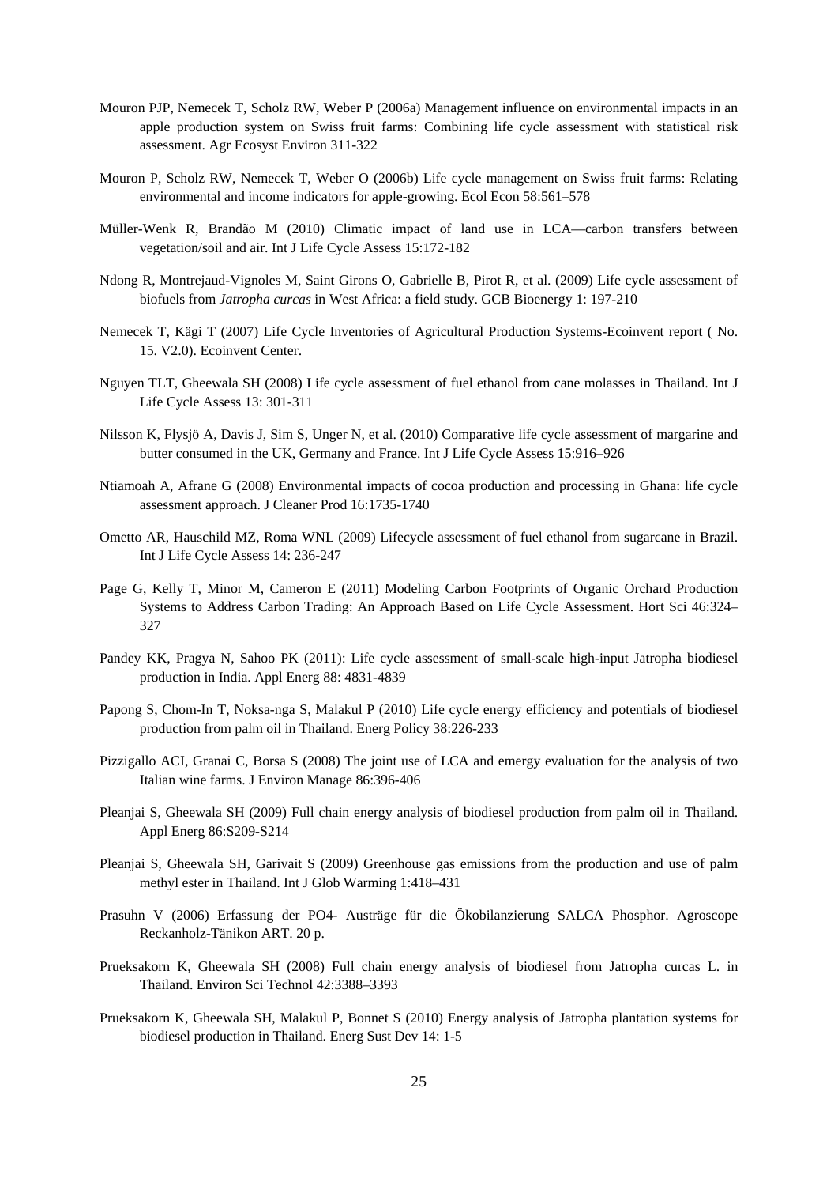Mouron PJP, Nemecek T, Scholz RW, Weber P (2006a) Management influence on environmental impacts in an apple production system on Swiss fruit farms: Combining life cycle assessment with statistical risk assessment. Agr Ecosyst Environ 311-322

Mouron P, Scholz RW, Nemecek T, Weber O (2006b) Life cycle management on Swiss fruit farms: Relating environmental and income indicators for apple-growing. Ecol Econ 58:561–578

Müller-Wenk R, Brandão M (2010) Climatic impact of land use in LCA—carbon transfers between vegetation/soil and air. Int J Life Cycle Assess 15:172-182

Ndong R, Montrejaud-Vignoles M, Saint Girons O, Gabrielle B, Pirot R, et al. (2009) Life cycle assessment of biofuels from *Jatropha curcas* in West Africa: a field study. GCB Bioenergy 1: 197-210

Nemecek T, Kägi T (2007) Life Cycle Inventories of Agricultural Production Systems-Ecoinvent report ( No. 15. V2.0). Ecoinvent Center.

Nguyen TLT, Gheewala SH (2008) Life cycle assessment of fuel ethanol from cane molasses in Thailand. Int J Life Cycle Assess 13: 301-311

Nilsson K, Flysjö A, Davis J, Sim S, Unger N, et al. (2010) Comparative life cycle assessment of margarine and butter consumed in the UK, Germany and France. Int J Life Cycle Assess 15:916–926

Ntiamoah A, Afrane G (2008) Environmental impacts of cocoa production and processing in Ghana: life cycle assessment approach. J Cleaner Prod 16:1735-1740

Ometto AR, Hauschild MZ, Roma WNL (2009) Lifecycle assessment of fuel ethanol from sugarcane in Brazil. Int J Life Cycle Assess 14: 236-247

Page G, Kelly T, Minor M, Cameron E (2011) Modeling Carbon Footprints of Organic Orchard Production Systems to Address Carbon Trading: An Approach Based on Life Cycle Assessment. Hort Sci 46:324–327

Pandey KK, Pragya N, Sahoo PK (2011): Life cycle assessment of small-scale high-input Jatropha biodiesel production in India. Appl Energ 88: 4831-4839

Papong S, Chom-In T, Noksa-nga S, Malakul P (2010) Life cycle energy efficiency and potentials of biodiesel production from palm oil in Thailand. Energ Policy 38:226-233

Pizzigallo ACI, Granai C, Borsa S (2008) The joint use of LCA and emergy evaluation for the analysis of two Italian wine farms. J Environ Manage 86:396-406

Pleanjai S, Gheewala SH (2009) Full chain energy analysis of biodiesel production from palm oil in Thailand. Appl Energ 86:S209-S214

Pleanjai S, Gheewala SH, Garivait S (2009) Greenhouse gas emissions from the production and use of palm methyl ester in Thailand. Int J Glob Warming 1:418–431

Prasuhn V (2006) Erfassung der PO4- Austräge für die Ökobilanzierung SALCA Phosphor. Agroscope Reckanholz-Tänikon ART. 20 p.

Prueksakorn K, Gheewala SH (2008) Full chain energy analysis of biodiesel from Jatropha curcas L. in Thailand. Environ Sci Technol 42:3388–3393

Prueksakorn K, Gheewala SH, Malakul P, Bonnet S (2010) Energy analysis of Jatropha plantation systems for biodiesel production in Thailand. Energ Sust Dev 14: 1-5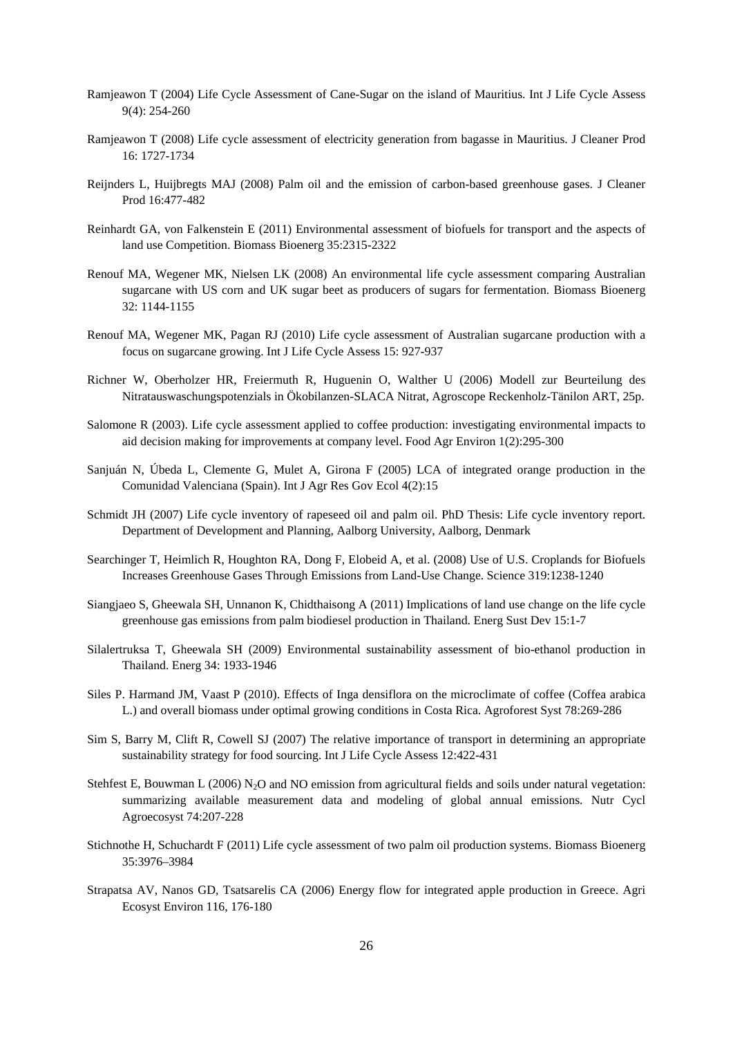Ramjeawon T (2004) Life Cycle Assessment of Cane-Sugar on the island of Mauritius. Int J Life Cycle Assess 9(4): 254-260

Ramjeawon T (2008) Life cycle assessment of electricity generation from bagasse in Mauritius. J Cleaner Prod 16: 1727-1734

Reijnders L, Huijbregts MAJ (2008) Palm oil and the emission of carbon-based greenhouse gases. J Cleaner Prod 16:477-482

Reinhardt GA, von Falkenstein E (2011) Environmental assessment of biofuels for transport and the aspects of land use Competition. Biomass Bioenerg 35:2315-2322

Renouf MA, Wegener MK, Nielsen LK (2008) An environmental life cycle assessment comparing Australian sugarcane with US corn and UK sugar beet as producers of sugars for fermentation. Biomass Bioenerg 32: 1144-1155

Renouf MA, Wegener MK, Pagan RJ (2010) Life cycle assessment of Australian sugarcane production with a focus on sugarcane growing. Int J Life Cycle Assess 15: 927-937

Richner W, Oberholzer HR, Freiermuth R, Huguenin O, Walther U (2006) Modell zur Beurteilung des Nitratauswaschungspotenzials in Ökobilanzen-SLACA Nitrat, Agroscope Reckenholz-Tänilon ART, 25p.

Salomone R (2003). Life cycle assessment applied to coffee production: investigating environmental impacts to aid decision making for improvements at company level. Food Agr Environ 1(2):295-300

Sanjuán N, Úbeda L, Clemente G, Mulet A, Girona F (2005) LCA of integrated orange production in the Comunidad Valenciana (Spain). Int J Agr Res Gov Ecol 4(2):15

Schmidt JH (2007) Life cycle inventory of rapeseed oil and palm oil. PhD Thesis: Life cycle inventory report. Department of Development and Planning, Aalborg University, Aalborg, Denmark

Searchinger T, Heimlich R, Houghton RA, Dong F, Elobeid A, et al. (2008) Use of U.S. Croplands for Biofuels Increases Greenhouse Gases Through Emissions from Land-Use Change. Science 319:1238-1240

Siangjaeo S, Gheewala SH, Unnanon K, Chidthaisong A (2011) Implications of land use change on the life cycle greenhouse gas emissions from palm biodiesel production in Thailand. Energ Sust Dev 15:1-7

Silalertruksa T, Gheewala SH (2009) Environmental sustainability assessment of bio-ethanol production in Thailand. Energ 34: 1933-1946

Siles P. Harmand JM, Vaast P (2010). Effects of Inga densiflora on the microclimate of coffee (Coffea arabica L.) and overall biomass under optimal growing conditions in Costa Rica. Agroforest Syst 78:269-286

Sim S, Barry M, Clift R, Cowell SJ (2007) The relative importance of transport in determining an appropriate sustainability strategy for food sourcing. Int J Life Cycle Assess 12:422-431

Stehfest E, Bouwman L (2006) $N_2O$ and NO emission from agricultural fields and soils under natural vegetation: summarizing available measurement data and modeling of global annual emissions. Nutr Cycl Agroecosyst 74:207-228

Stichnothe H, Schuchardt F (2011) Life cycle assessment of two palm oil production systems. Biomass Bioenerg 35:3976–3984

Strapatsa AV, Nanos GD, Tsatsarelis CA (2006) Energy flow for integrated apple production in Greece. Agri Ecosyst Environ 116, 176-180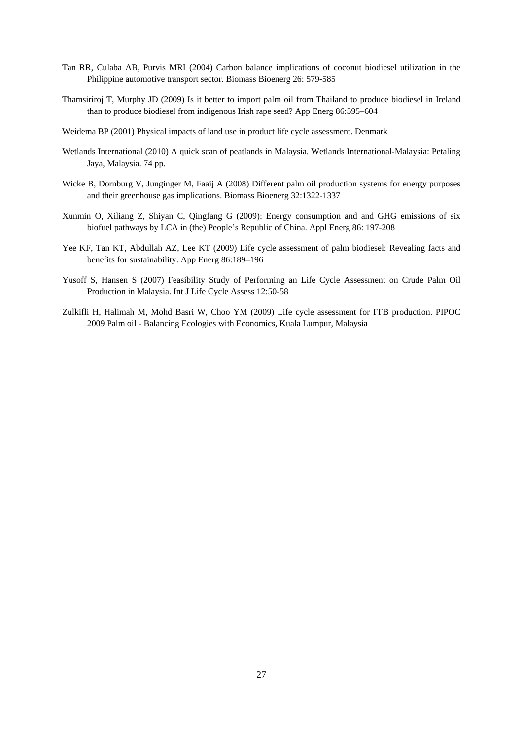Tan RR, Culaba AB, Purvis MRI (2004) Carbon balance implications of coconut biodiesel utilization in the Philippine automotive transport sector. Biomass Bioenerg 26: 579-585

Thamsiriroj T, Murphy JD (2009) Is it better to import palm oil from Thailand to produce biodiesel in Ireland than to produce biodiesel from indigenous Irish rape seed? App Energ 86:595–604

Weidema BP (2001) Physical impacts of land use in product life cycle assessment. Denmark

Wetlands International (2010) A quick scan of peatlands in Malaysia. Wetlands International-Malaysia: Petaling Jaya, Malaysia. 74 pp.

Wicke B, Dornburg V, Junginger M, Faaij A (2008) Different palm oil production systems for energy purposes and their greenhouse gas implications. Biomass Bioenerg 32:1322-1337

Xunmin O, Xiliang Z, Shiyan C, Qingfang G (2009): Energy consumption and and GHG emissions of six biofuel pathways by LCA in (the) People's Republic of China. Appl Energ 86: 197-208

Yee KF, Tan KT, Abdullah AZ, Lee KT (2009) Life cycle assessment of palm biodiesel: Revealing facts and benefits for sustainability. App Energ 86:189–196

Yusoff S, Hansen S (2007) Feasibility Study of Performing an Life Cycle Assessment on Crude Palm Oil Production in Malaysia. Int J Life Cycle Assess 12:50-58

Zulkifli H, Halimah M, Mohd Basri W, Choo YM (2009) Life cycle assessment for FFB production. PIPOC 2009 Palm oil - Balancing Ecologies with Economics, Kuala Lumpur, Malaysia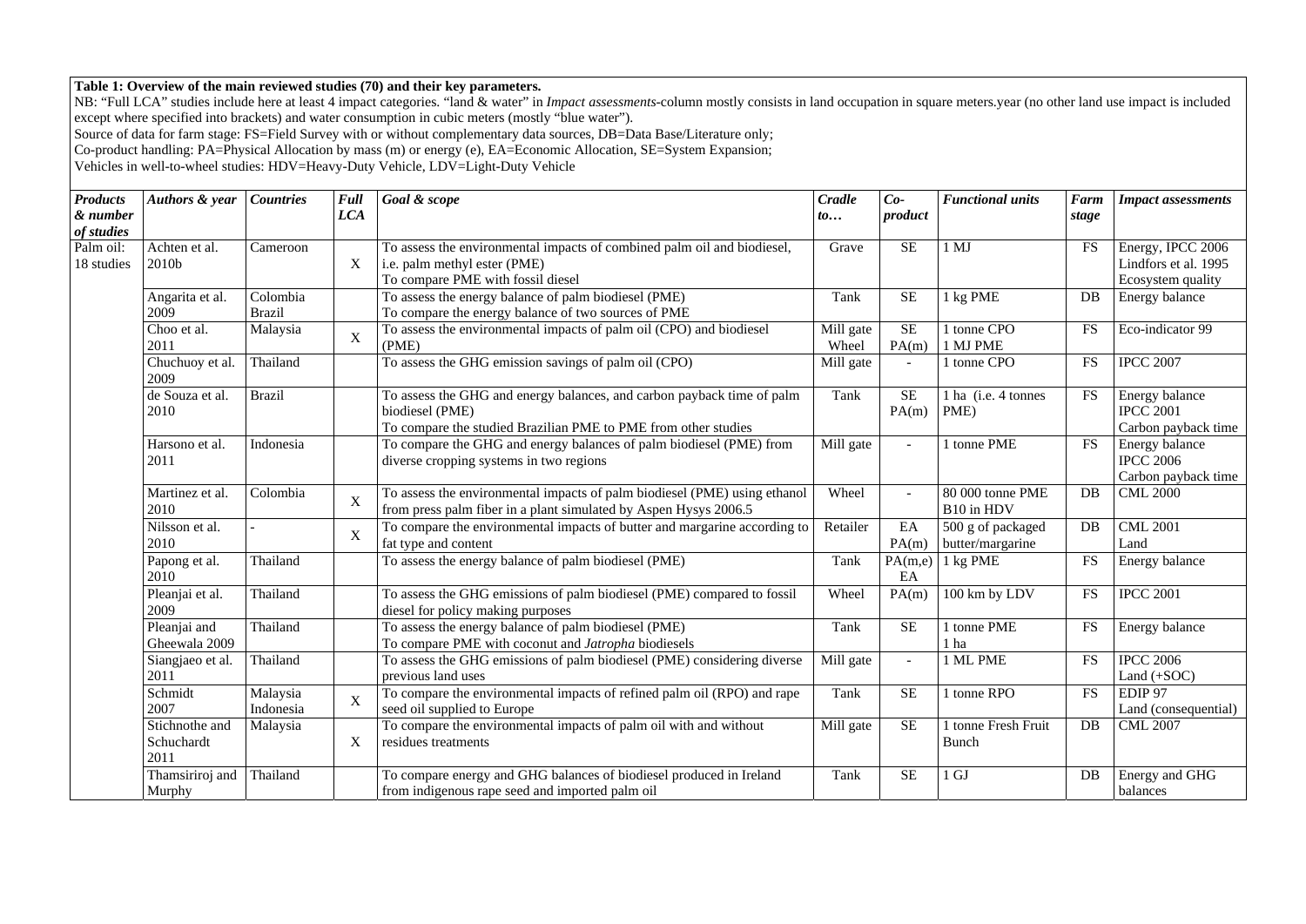**Table 1: Overview of the main reviewed studies (70) and their key parameters.**

NB: "Full LCA" studies include here at least 4 impact categories. "land & water" in *Impact assessments*-column mostly consists in land occupation in square meters.year (no other land use impact is included except where specified into brackets) and water consumption in cubic meters (mostly "blue water").

Source of data for farm stage: FS=Field Survey with or without complementary data sources, DB=Data Base/Literature only;

Co-product handling: PA=Physical Allocation by mass (m) or energy (e), EA=Economic Allocation, SE=System Expansion;

Vehicles in well-to-wheel studies: HDV=Heavy-Duty Vehicle, LDV=Light-Duty Vehicle

| *Products & number of studies* | *Authors & year* | *Countries* | *Full LCA* | *Goal & scope* | *Cradle to…* | *Co-product* | *Functional units* | *Farm stage* | *Impact assessments* |
|---|---|---|---|---|---|---|---|---|---|
| Palm oil: 18 studies | Achten et al. 2010b | Cameroon | X | To assess the environmental impacts of combined palm oil and biodiesel, i.e. palm methyl ester (PME)<br>To compare PME with fossil diesel | Grave | SE | 1 MJ | FS | Energy, IPCC 2006<br>Lindfors et al. 1995<br>Ecosystem quality |
| | Angarita et al. 2009 | Colombia<br>Brazil | | To assess the energy balance of palm biodiesel (PME)<br>To compare the energy balance of two sources of PME | Tank | SE | 1 kg PME | DB | Energy balance |
| | Choo et al. 2011 | Malaysia | X | To assess the environmental impacts of palm oil (CPO) and biodiesel (PME) | Mill gate<br>Wheel | SE<br>PA(m) | 1 tonne CPO<br>1 MJ PME | FS | Eco-indicator 99 |
| | Chuchuoy et al. 2009 | Thailand | | To assess the GHG emission savings of palm oil (CPO) | Mill gate | - | 1 tonne CPO | FS | IPCC 2007 |
| | de Souza et al. 2010 | Brazil | | To assess the GHG and energy balances, and carbon payback time of palm biodiesel (PME)<br>To compare the studied Brazilian PME to PME from other studies | Tank | SE<br>PA(m) | 1 ha (i.e. 4 tonnes PME) | FS | Energy balance<br>IPCC 2001<br>Carbon payback time |
| | Harsono et al. 2011 | Indonesia | | To compare the GHG and energy balances of palm biodiesel (PME) from diverse cropping systems in two regions | Mill gate | - | 1 tonne PME | FS | Energy balance<br>IPCC 2006<br>Carbon payback time |
| | Martinez et al. 2010 | Colombia | X | To assess the environmental impacts of palm biodiesel (PME) using ethanol from press palm fiber in a plant simulated by Aspen Hysys 2006.5 | Wheel | - | 80 000 tonne PME B10 in HDV | DB | CML 2000 |
| | Nilsson et al. 2010 | - | X | To compare the environmental impacts of butter and margarine according to fat type and content | Retailer | EA<br>PA(m) | 500 g of packaged butter/margarine | DB | CML 2001<br>Land |
| | Papong et al. 2010 | Thailand | | To assess the energy balance of palm biodiesel (PME) | Tank | PA(m,e)<br>EA | 1 kg PME | FS | Energy balance |
| | Pleanjai et al. 2009 | Thailand | | To assess the GHG emissions of palm biodiesel (PME) compared to fossil diesel for policy making purposes | Wheel | PA(m) | 100 km by LDV | FS | IPCC 2001 |
| | Pleanjai and Gheewala 2009 | Thailand | | To assess the energy balance of palm biodiesel (PME)<br>To compare PME with coconut and *Jatropha* biodiesels | Tank | SE | 1 tonne PME<br>1 ha | FS | Energy balance |
| | Siangjaeo et al. 2011 | Thailand | | To assess the GHG emissions of palm biodiesel (PME) considering diverse previous land uses | Mill gate | - | 1 ML PME | FS | IPCC 2006<br>Land (+SOC) |
| | Schmidt 2007 | Malaysia<br>Indonesia | X | To compare the environmental impacts of refined palm oil (RPO) and rape seed oil supplied to Europe | Tank | SE | 1 tonne RPO | FS | EDIP 97<br>Land (consequential) |
| | Stichnothe and Schuchardt 2011 | Malaysia | X | To compare the environmental impacts of palm oil with and without residues treatments | Mill gate | SE | 1 tonne Fresh Fruit Bunch | DB | CML 2007 |
| | Thamsiriroj and Murphy | Thailand | | To compare energy and GHG balances of biodiesel produced in Ireland from indigenous rape seed and imported palm oil | Tank | SE | 1 GJ | DB | Energy and GHG balances |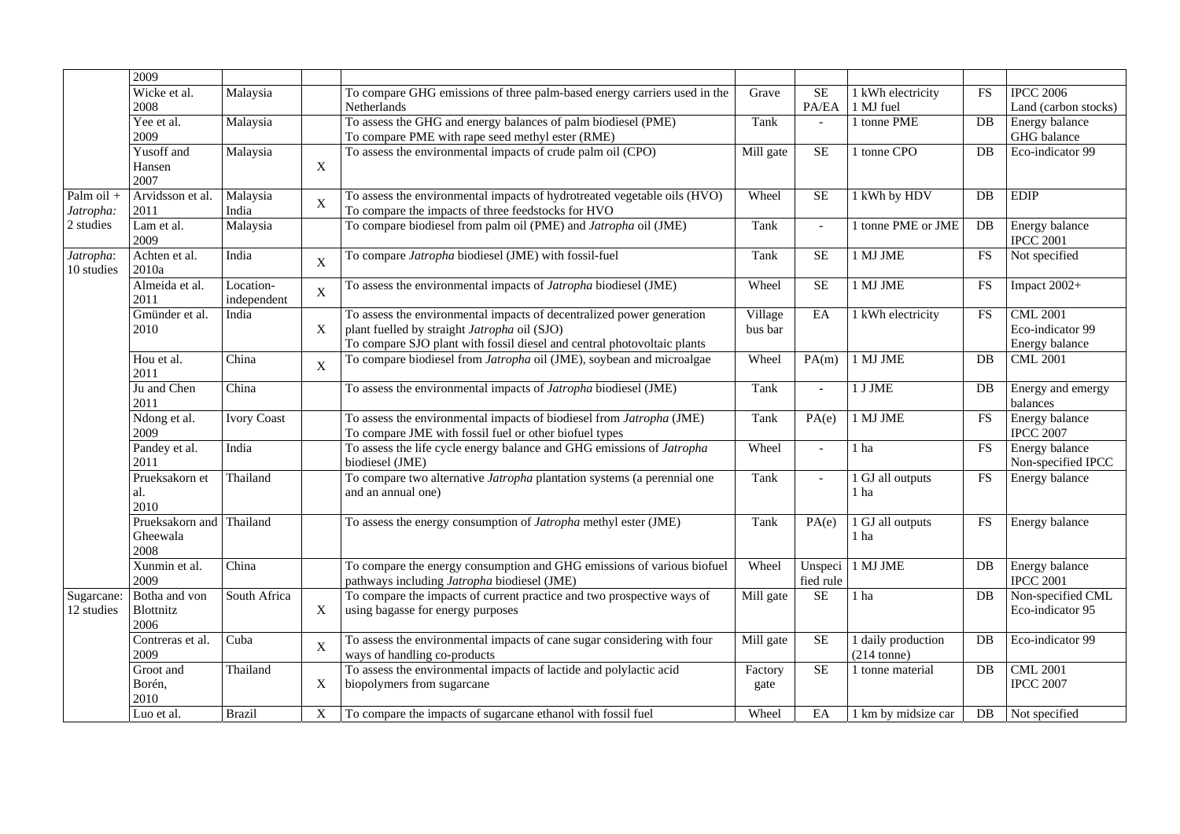| | | | | | | | | | |
|---|---|---|---|---|---|---|---|---|---|
| | 2009 | | | | | | | | |
| | Wicke et al. 2008 | Malaysia | | To compare GHG emissions of three palm-based energy carriers used in the Netherlands | Grave | SE PA/EA | 1 kWh electricity 1 MJ fuel | FS | IPCC 2006 Land (carbon stocks) |
| | Yee et al. 2009 | Malaysia | | To assess the GHG and energy balances of palm biodiesel (PME) To compare PME with rape seed methyl ester (RME) | Tank | - | 1 tonne PME | DB | Energy balance GHG balance |
| | Yusoff and Hansen 2007 | Malaysia | X | To assess the environmental impacts of crude palm oil (CPO) | Mill gate | SE | 1 tonne CPO | DB | Eco-indicator 99 |
| Palm oil + *Jatropha*: 2 studies | Arvidsson et al. 2011 | Malaysia India | X | To assess the environmental impacts of hydrotreated vegetable oils (HVO) To compare the impacts of three feedstocks for HVO | Wheel | SE | 1 kWh by HDV | DB | EDIP |
| | Lam et al. 2009 | Malaysia | | To compare biodiesel from palm oil (PME) and *Jatropha* oil (JME) | Tank | - | 1 tonne PME or JME | DB | Energy balance IPCC 2001 |
| *Jatropha*: 10 studies | Achten et al. 2010a | India | X | To compare *Jatropha* biodiesel (JME) with fossil-fuel | Tank | SE | 1 MJ JME | FS | Not specified |
| | Almeida et al. 2011 | Location-independent | X | To assess the environmental impacts of *Jatropha* biodiesel (JME) | Wheel | SE | 1 MJ JME | FS | Impact 2002+ |
| | Gmünder et al. 2010 | India | X | To assess the environmental impacts of decentralized power generation plant fuelled by straight *Jatropha* oil (SJO) To compare SJO plant with fossil diesel and central photovoltaic plants | Village bus bar | EA | 1 kWh electricity | FS | CML 2001 Eco-indicator 99 Energy balance |
| | Hou et al. 2011 | China | X | To compare biodiesel from *Jatropha* oil (JME), soybean and microalgae | Wheel | PA(m) | 1 MJ JME | DB | CML 2001 |
| | Ju and Chen 2011 | China | | To assess the environmental impacts of *Jatropha* biodiesel (JME) | Tank | - | 1 J JME | DB | Energy and emergy balances |
| | Ndong et al. 2009 | Ivory Coast | | To assess the environmental impacts of biodiesel from *Jatropha* (JME) To compare JME with fossil fuel or other biofuel types | Tank | PA(e) | 1 MJ JME | FS | Energy balance IPCC 2007 |
| | Pandey et al. 2011 | India | | To assess the life cycle energy balance and GHG emissions of *Jatropha* biodiesel (JME) | Wheel | - | 1 ha | FS | Energy balance Non-specified IPCC |
| | Prueksakorn et al. 2010 | Thailand | | To compare two alternative *Jatropha* plantation systems (a perennial one and an annual one) | Tank | - | 1 GJ all outputs 1 ha | FS | Energy balance |
| | Prueksakorn and Gheewala 2008 | Thailand | | To assess the energy consumption of *Jatropha* methyl ester (JME) | Tank | PA(e) | 1 GJ all outputs 1 ha | FS | Energy balance |
| | Xunmin et al. 2009 | China | | To compare the energy consumption and GHG emissions of various biofuel pathways including *Jatropha* biodiesel (JME) | Wheel | Unspecified rule | 1 MJ JME | DB | Energy balance IPCC 2001 |
| Sugarcane: 12 studies | Botha and von Blottnitz 2006 | South Africa | X | To compare the impacts of current practice and two prospective ways of using bagasse for energy purposes | Mill gate | SE | 1 ha | DB | Non-specified CML Eco-indicator 95 |
| | Contreras et al. 2009 | Cuba | X | To assess the environmental impacts of cane sugar considering with four ways of handling co-products | Mill gate | SE | 1 daily production (214 tonne) | DB | Eco-indicator 99 |
| | Groot and Borén, 2010 | Thailand | X | To assess the environmental impacts of lactide and polylactic acid biopolymers from sugarcane | Factory gate | SE | 1 tonne material | DB | CML 2001 IPCC 2007 |
| | Luo et al. | Brazil | X | To compare the impacts of sugarcane ethanol with fossil fuel | Wheel | EA | 1 km by midsize car | DB | Not specified |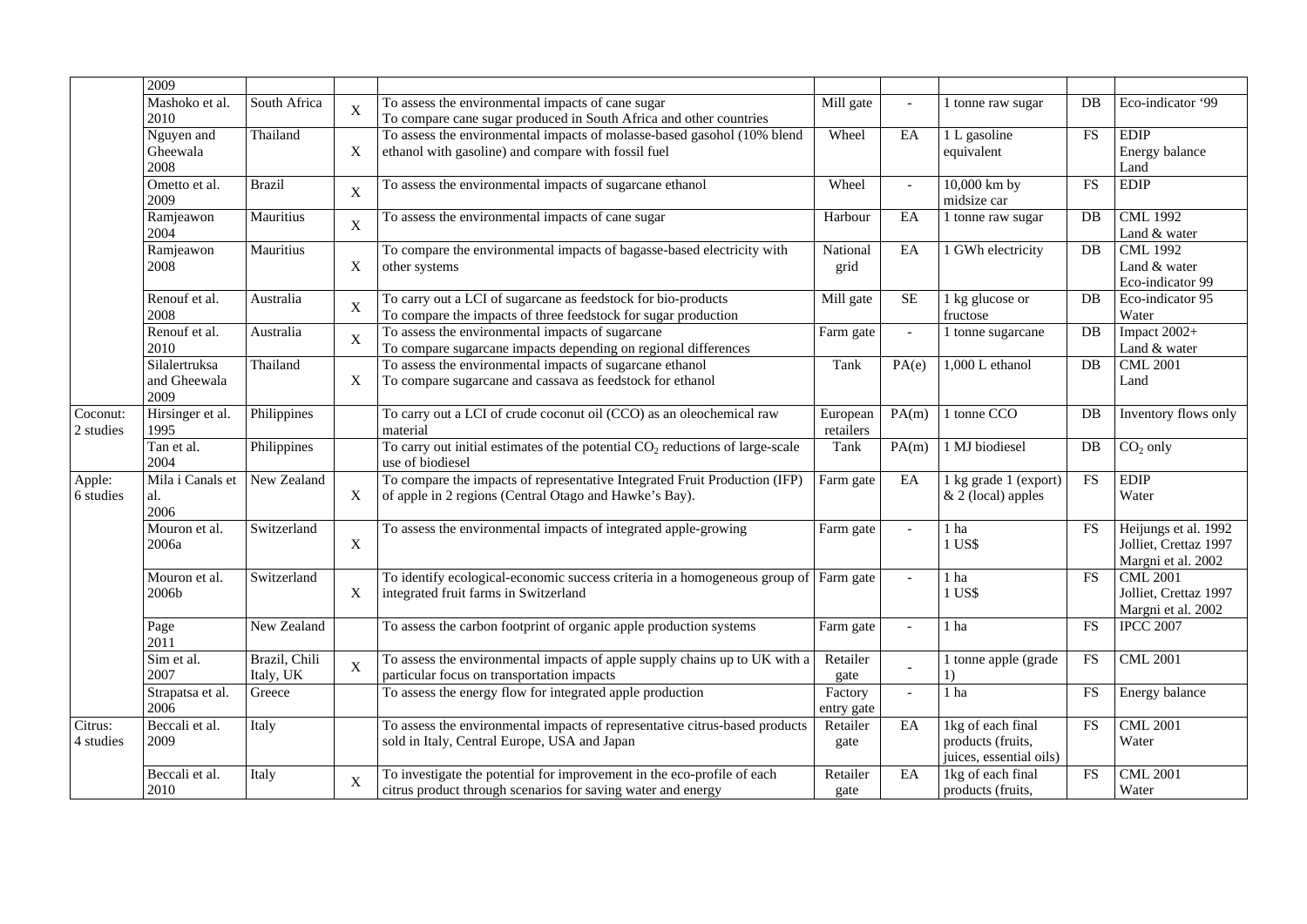| | 2009 | | | | | | | | |
|---|---|---|---|---|---|---|---|---|---|
| | Mashoko et al. 2010 | South Africa | X | To assess the environmental impacts of cane sugar<br>To compare cane sugar produced in South Africa and other countries | Mill gate | - | 1 tonne raw sugar | DB | Eco-indicator '99 |
| | Nguyen and Gheewala 2008 | Thailand | X | To assess the environmental impacts of molasse-based gasohol (10% blend ethanol with gasoline) and compare with fossil fuel | Wheel | EA | 1 L gasoline equivalent | FS | EDIP<br>Energy balance<br>Land |
| | Ometto et al. 2009 | Brazil | X | To assess the environmental impacts of sugarcane ethanol | Wheel | - | 10,000 km by midsize car | FS | EDIP |
| | Ramjeawon 2004 | Mauritius | X | To assess the environmental impacts of cane sugar | Harbour | EA | 1 tonne raw sugar | DB | CML 1992<br>Land & water |
| | Ramjeawon 2008 | Mauritius | X | To compare the environmental impacts of bagasse-based electricity with other systems | National grid | EA | 1 GWh electricity | DB | CML 1992<br>Land & water<br>Eco-indicator 99 |
| | Renouf et al. 2008 | Australia | X | To carry out a LCI of sugarcane as feedstock for bio-products<br>To compare the impacts of three feedstock for sugar production | Mill gate | SE | 1 kg glucose or fructose | DB | Eco-indicator 95<br>Water |
| | Renouf et al. 2010 | Australia | X | To assess the environmental impacts of sugarcane<br>To compare sugarcane impacts depending on regional differences | Farm gate | - | 1 tonne sugarcane | DB | Impact 2002+<br>Land & water |
| | Silalertruksa and Gheewala 2009 | Thailand | X | To assess the environmental impacts of sugarcane ethanol<br>To compare sugarcane and cassava as feedstock for ethanol | Tank | PA(e) | 1,000 L ethanol | DB | CML 2001<br>Land |
| Coconut: 2 studies | Hirsinger et al. 1995 | Philippines | | To carry out a LCI of crude coconut oil (CCO) as an oleochemical raw material | European retailers | PA(m) | 1 tonne CCO | DB | Inventory flows only |
| | Tan et al. 2004 | Philippines | | To carry out initial estimates of the potential $CO_2$ reductions of large-scale use of biodiesel | Tank | PA(m) | 1 MJ biodiesel | DB | $CO_2$ only |
| Apple: 6 studies | Mila i Canals et al. 2006 | New Zealand | X | To compare the impacts of representative Integrated Fruit Production (IFP) of apple in 2 regions (Central Otago and Hawke's Bay). | Farm gate | EA | 1 kg grade 1 (export) & 2 (local) apples | FS | EDIP<br>Water |
| | Mouron et al. 2006a | Switzerland | X | To assess the environmental impacts of integrated apple-growing | Farm gate | - | 1 ha<br>1 US$ | FS | Heijungs et al. 1992<br>Jolliet, Crettaz 1997<br>Margni et al. 2002 |
| | Mouron et al. 2006b | Switzerland | X | To identify ecological-economic success criteria in a homogeneous group of integrated fruit farms in Switzerland | Farm gate | - | 1 ha<br>1 US$ | FS | CML 2001<br>Jolliet, Crettaz 1997<br>Margni et al. 2002 |
| | Page 2011 | New Zealand | | To assess the carbon footprint of organic apple production systems | Farm gate | - | 1 ha | FS | IPCC 2007 |
| | Sim et al. 2007 | Brazil, Chili Italy, UK | X | To assess the environmental impacts of apple supply chains up to UK with a particular focus on transportation impacts | Retailer gate | - | 1 tonne apple (grade 1) | FS | CML 2001 |
| | Strapatsa et al. 2006 | Greece | | To assess the energy flow for integrated apple production | Factory entry gate | - | 1 ha | FS | Energy balance |
| Citrus: 4 studies | Beccali et al. 2009 | Italy | | To assess the environmental impacts of representative citrus-based products sold in Italy, Central Europe, USA and Japan | Retailer gate | EA | 1kg of each final products (fruits, juices, essential oils) | FS | CML 2001<br>Water |
| | Beccali et al. 2010 | Italy | X | To investigate the potential for improvement in the eco-profile of each citrus product through scenarios for saving water and energy | Retailer gate | EA | 1kg of each final products (fruits, | FS | CML 2001<br>Water |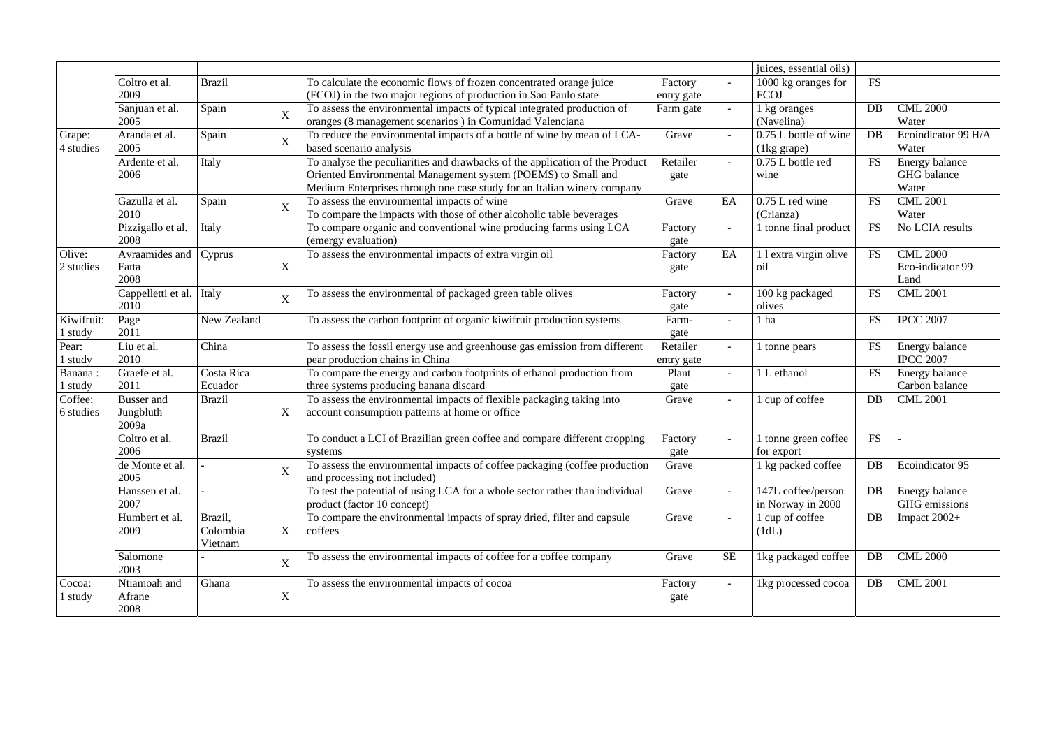| | | | | | | | | | |
|---|---|---|---|---|---|---|---|---|---|
| | | | | | | | juices, essential oils) | | |
| | Coltro et al. 2009 | Brazil | | To calculate the economic flows of frozen concentrated orange juice (FCOJ) in the two major regions of production in Sao Paulo state | Factory entry gate | - | 1000 kg oranges for FCOJ | FS | |
| | Sanjuan et al. 2005 | Spain | X | To assess the environmental impacts of typical integrated production of oranges (8 management scenarios ) in Comunidad Valenciana | Farm gate | - | 1 kg oranges (Navelina) | DB | CML 2000 Water |
| Grape: 4 studies | Aranda et al. 2005 | Spain | X | To reduce the environmental impacts of a bottle of wine by mean of LCA-based scenario analysis | Grave | - | 0.75 L bottle of wine (1kg grape) | DB | Ecoindicator 99 H/A Water |
| | Ardente et al. 2006 | Italy | | To analyse the peculiarities and drawbacks of the application of the Product Oriented Environmental Management system (POEMS) to Small and Medium Enterprises through one case study for an Italian winery company | Retailer gate | - | 0.75 L bottle red wine | FS | Energy balance GHG balance Water |
| | Gazulla et al. 2010 | Spain | X | To assess the environmental impacts of wine To compare the impacts with those of other alcoholic table beverages | Grave | EA | 0.75 L red wine (Crianza) | FS | CML 2001 Water |
| | Pizzigallo et al. 2008 | Italy | | To compare organic and conventional wine producing farms using LCA (emergy evaluation) | Factory gate | - | 1 tonne final product | FS | No LCIA results |
| Olive: 2 studies | Avraamides and Fatta 2008 | Cyprus | X | To assess the environmental impacts of extra virgin oil | Factory gate | EA | 1 l extra virgin olive oil | FS | CML 2000 Eco-indicator 99 Land |
| | Cappelletti et al. 2010 | Italy | X | To assess the environmental of packaged green table olives | Factory gate | - | 100 kg packaged olives | FS | CML 2001 |
| Kiwifruit: 1 study | Page 2011 | New Zealand | | To assess the carbon footprint of organic kiwifruit production systems | Farm-gate | - | 1 ha | FS | IPCC 2007 |
| Pear: 1 study | Liu et al. 2010 | China | | To assess the fossil energy use and greenhouse gas emission from different pear production chains in China | Retailer entry gate | - | 1 tonne pears | FS | Energy balance IPCC 2007 |
| Banana : 1 study | Graefe et al. 2011 | Costa Rica Ecuador | | To compare the energy and carbon footprints of ethanol production from three systems producing banana discard | Plant gate | - | 1 L ethanol | FS | Energy balance Carbon balance |
| Coffee: 6 studies | Busser and Jungbluth 2009a | Brazil | X | To assess the environmental impacts of flexible packaging taking into account consumption patterns at home or office | Grave | - | 1 cup of coffee | DB | CML 2001 |
| | Coltro et al. 2006 | Brazil | | To conduct a LCI of Brazilian green coffee and compare different cropping systems | Factory gate | - | 1 tonne green coffee for export | FS | - |
| | de Monte et al. 2005 | - | X | To assess the environmental impacts of coffee packaging (coffee production and processing not included) | Grave | | 1 kg packed coffee | DB | Ecoindicator 95 |
| | Hanssen et al. 2007 | - | | To test the potential of using LCA for a whole sector rather than individual product (factor 10 concept) | Grave | - | 147L coffee/person in Norway in 2000 | DB | Energy balance GHG emissions |
| | Humbert et al. 2009 | Brazil, Colombia Vietnam | X | To compare the environmental impacts of spray dried, filter and capsule coffees | Grave | - | 1 cup of coffee (1dL) | DB | Impact 2002+ |
| | Salomone 2003 | - | X | To assess the environmental impacts of coffee for a coffee company | Grave | SE | 1kg packaged coffee | DB | CML 2000 |
| Cocoa: 1 study | Ntiamoah and Afrane 2008 | Ghana | X | To assess the environmental impacts of cocoa | Factory gate | - | 1kg processed cocoa | DB | CML 2001 |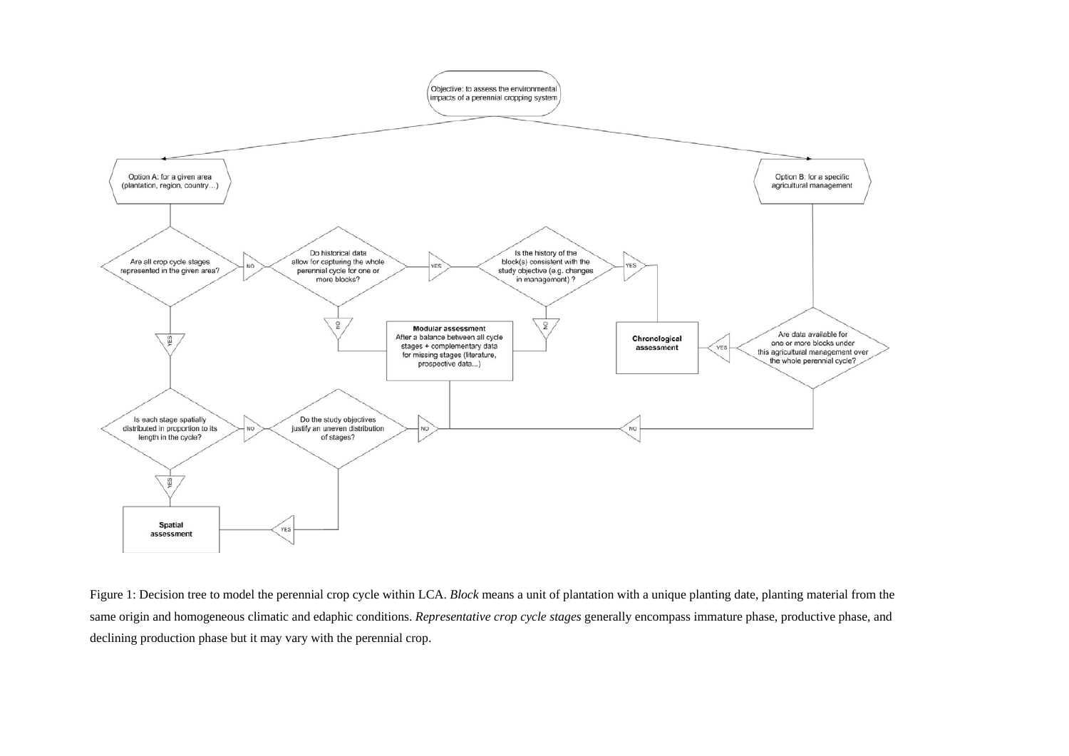Objective: to assess the environmental impacts of a perennial cropping system

Option A: for a given area (plantation, region, country...)

Option B: for a specific agricultural management

Are all crop cycle stages represented in the given area?

NO

Do historical data allow for capturing the whole perennial cycle for one or more blocks?

YES

Is the history of the block(s) consistent with the study objective (e.g. changes in management) ?

YES

NO

NO

**Modular assessment**
After a balance between all cycle stages + complementary data for missing stages (literature, prospective data...)

**Chronological assessment**

YES

Are data available for one or more blocks under this agricultural management over the whole perennial cycle?

YES

Is each stage spatially distributed in proportion to its length in the cycle?

NO

Do the study objectives justify an uneven distribution of stages?

NO

NO

YES

**Spatial assessment**

YES

Figure 1: Decision tree to model the perennial crop cycle within LCA. *Block* means a unit of plantation with a unique planting date, planting material from the same origin and homogeneous climatic and edaphic conditions. *Representative crop cycle stages* generally encompass immature phase, productive phase, and declining production phase but it may vary with the perennial crop.